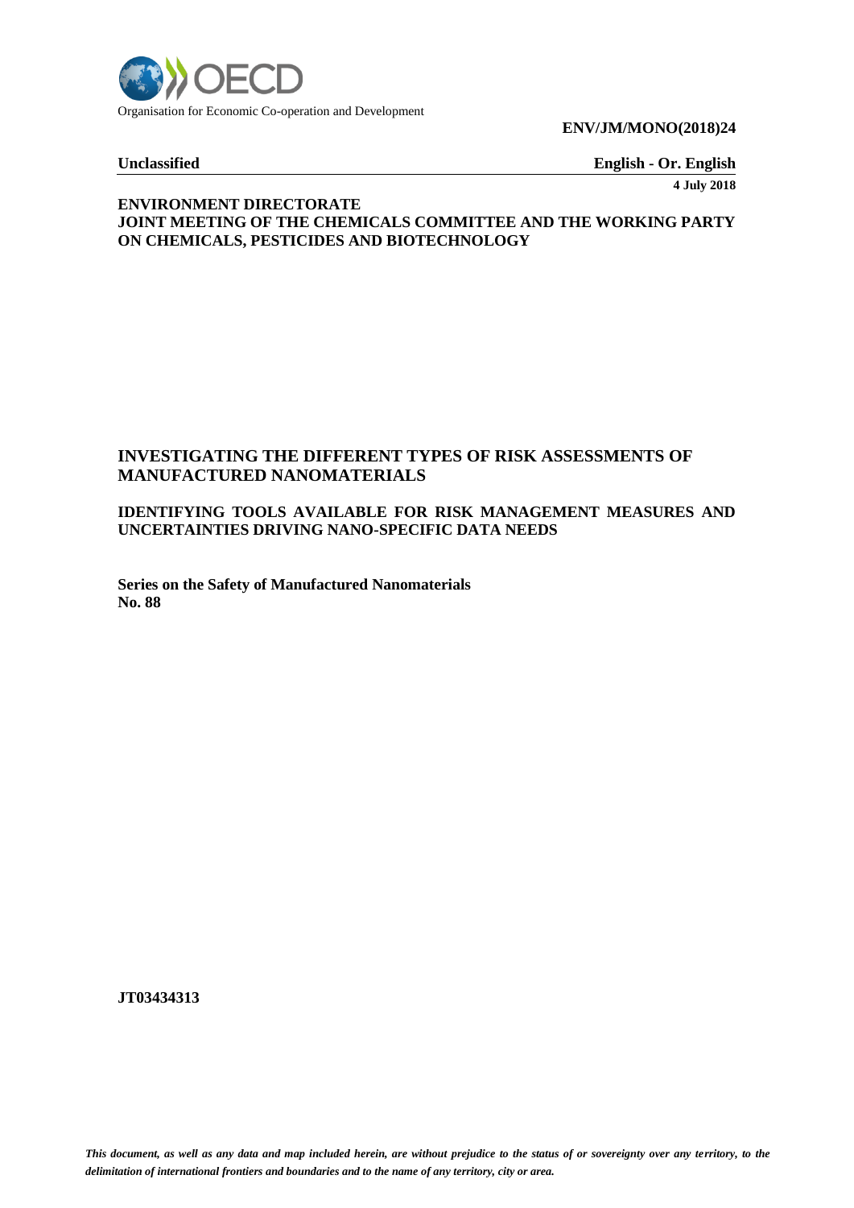Organisation for Economic Co-operation and Development

**ENV/JM/MONO(2018)24**

**Unclassified** **English - Or. English**

**4 July 2018**

**ENVIRONMENT DIRECTORATE**
**JOINT MEETING OF THE CHEMICALS COMMITTEE AND THE WORKING PARTY ON CHEMICALS, PESTICIDES AND BIOTECHNOLOGY**

# INVESTIGATING THE DIFFERENT TYPES OF RISK ASSESSMENTS OF MANUFACTURED NANOMATERIALS

## IDENTIFYING TOOLS AVAILABLE FOR RISK MANAGEMENT MEASURES AND UNCERTAINTIES DRIVING NANO-SPECIFIC DATA NEEDS

**Series on the Safety of Manufactured Nanomaterials**
**No. 88**

**JT03434313**

*This document, as well as any data and map included herein, are without prejudice to the status of or sovereignty over any territory, to the delimitation of international frontiers and boundaries and to the name of any territory, city or area.*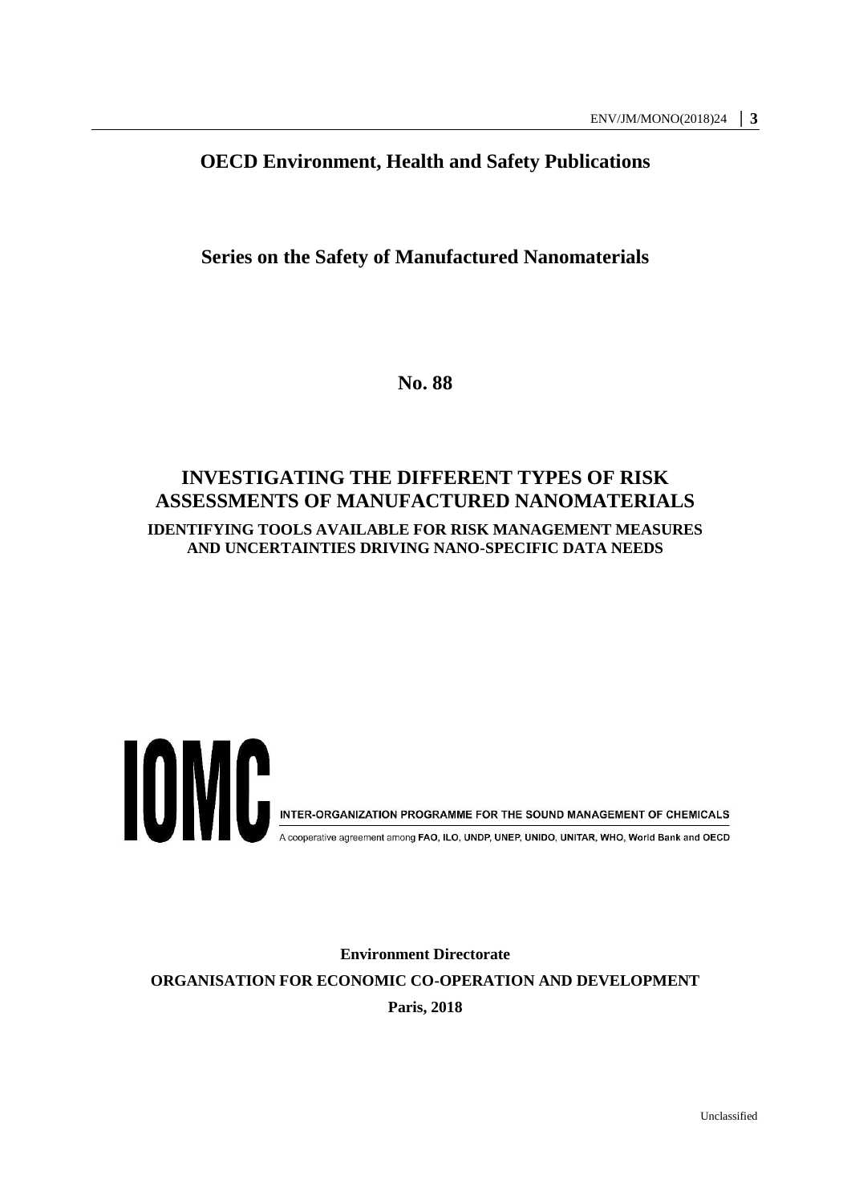**OECD Environment, Health and Safety Publications**

**Series on the Safety of Manufactured Nanomaterials**

**No. 88**

# INVESTIGATING THE DIFFERENT TYPES OF RISK ASSESSMENTS OF MANUFACTURED NANOMATERIALS

## IDENTIFYING TOOLS AVAILABLE FOR RISK MANAGEMENT MEASURES AND UNCERTAINTIES DRIVING NANO-SPECIFIC DATA NEEDS

IOMC

INTER-ORGANIZATION PROGRAMME FOR THE SOUND MANAGEMENT OF CHEMICALS

A cooperative agreement among **FAO, ILO, UNDP, UNEP, UNIDO, UNITAR, WHO, World Bank and OECD**

**Environment Directorate**

**ORGANISATION FOR ECONOMIC CO-OPERATION AND DEVELOPMENT**

**Paris, 2018**

Unclassified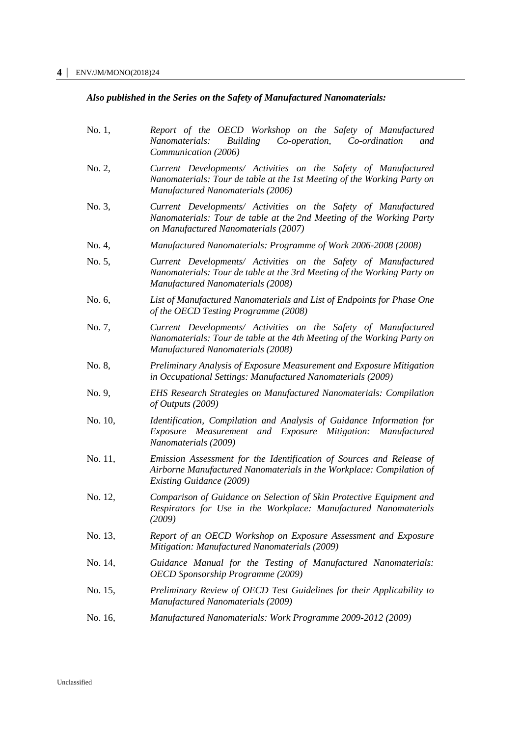***Also published in the Series on the Safety of Manufactured Nanomaterials:***

No. 1, *Report of the OECD Workshop on the Safety of Manufactured Nanomaterials: Building Co-operation, Co-ordination and Communication (2006)*

No. 2, *Current Developments/ Activities on the Safety of Manufactured Nanomaterials: Tour de table at the 1st Meeting of the Working Party on Manufactured Nanomaterials (2006)*

No. 3, *Current Developments/ Activities on the Safety of Manufactured Nanomaterials: Tour de table at the 2nd Meeting of the Working Party on Manufactured Nanomaterials (2007)*

No. 4, *Manufactured Nanomaterials: Programme of Work 2006-2008 (2008)*

No. 5, *Current Developments/ Activities on the Safety of Manufactured Nanomaterials: Tour de table at the 3rd Meeting of the Working Party on Manufactured Nanomaterials (2008)*

No. 6, *List of Manufactured Nanomaterials and List of Endpoints for Phase One of the OECD Testing Programme (2008)*

No. 7, *Current Developments/ Activities on the Safety of Manufactured Nanomaterials: Tour de table at the 4th Meeting of the Working Party on Manufactured Nanomaterials (2008)*

No. 8, *Preliminary Analysis of Exposure Measurement and Exposure Mitigation in Occupational Settings: Manufactured Nanomaterials (2009)*

No. 9, *EHS Research Strategies on Manufactured Nanomaterials: Compilation of Outputs (2009)*

No. 10, *Identification, Compilation and Analysis of Guidance Information for Exposure Measurement and Exposure Mitigation: Manufactured Nanomaterials (2009)*

No. 11, *Emission Assessment for the Identification of Sources and Release of Airborne Manufactured Nanomaterials in the Workplace: Compilation of Existing Guidance (2009)*

No. 12, *Comparison of Guidance on Selection of Skin Protective Equipment and Respirators for Use in the Workplace: Manufactured Nanomaterials (2009)*

No. 13, *Report of an OECD Workshop on Exposure Assessment and Exposure Mitigation: Manufactured Nanomaterials (2009)*

No. 14, *Guidance Manual for the Testing of Manufactured Nanomaterials: OECD Sponsorship Programme (2009)*

No. 15, *Preliminary Review of OECD Test Guidelines for their Applicability to Manufactured Nanomaterials (2009)*

No. 16, *Manufactured Nanomaterials: Work Programme 2009-2012 (2009)*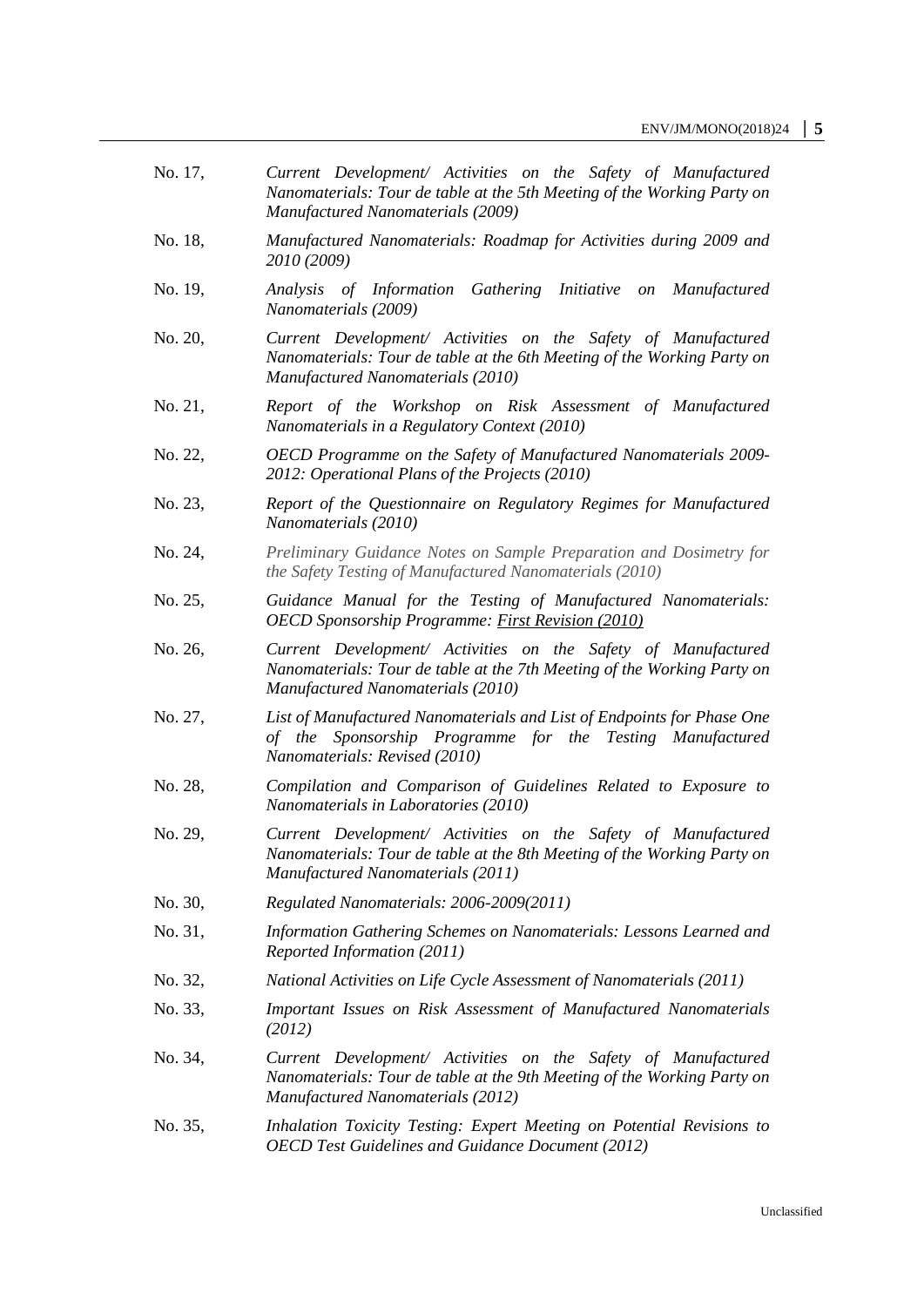No. 17, *Current Development/ Activities on the Safety of Manufactured Nanomaterials: Tour de table at the 5th Meeting of the Working Party on Manufactured Nanomaterials (2009)*

No. 18, *Manufactured Nanomaterials: Roadmap for Activities during 2009 and 2010 (2009)*

No. 19, *Analysis of Information Gathering Initiative on Manufactured Nanomaterials (2009)*

No. 20, *Current Development/ Activities on the Safety of Manufactured Nanomaterials: Tour de table at the 6th Meeting of the Working Party on Manufactured Nanomaterials (2010)*

No. 21, *Report of the Workshop on Risk Assessment of Manufactured Nanomaterials in a Regulatory Context (2010)*

No. 22, *OECD Programme on the Safety of Manufactured Nanomaterials 2009-2012: Operational Plans of the Projects (2010)*

No. 23, *Report of the Questionnaire on Regulatory Regimes for Manufactured Nanomaterials (2010)*

No. 24, *Preliminary Guidance Notes on Sample Preparation and Dosimetry for the Safety Testing of Manufactured Nanomaterials (2010)*

No. 25, *Guidance Manual for the Testing of Manufactured Nanomaterials: OECD Sponsorship Programme: First Revision (2010)*

No. 26, *Current Development/ Activities on the Safety of Manufactured Nanomaterials: Tour de table at the 7th Meeting of the Working Party on Manufactured Nanomaterials (2010)*

No. 27, *List of Manufactured Nanomaterials and List of Endpoints for Phase One of the Sponsorship Programme for the Testing Manufactured Nanomaterials: Revised (2010)*

No. 28, *Compilation and Comparison of Guidelines Related to Exposure to Nanomaterials in Laboratories (2010)*

No. 29, *Current Development/ Activities on the Safety of Manufactured Nanomaterials: Tour de table at the 8th Meeting of the Working Party on Manufactured Nanomaterials (2011)*

No. 30, *Regulated Nanomaterials: 2006-2009(2011)*

No. 31, *Information Gathering Schemes on Nanomaterials: Lessons Learned and Reported Information (2011)*

No. 32, *National Activities on Life Cycle Assessment of Nanomaterials (2011)*

No. 33, *Important Issues on Risk Assessment of Manufactured Nanomaterials (2012)*

No. 34, *Current Development/ Activities on the Safety of Manufactured Nanomaterials: Tour de table at the 9th Meeting of the Working Party on Manufactured Nanomaterials (2012)*

No. 35, *Inhalation Toxicity Testing: Expert Meeting on Potential Revisions to OECD Test Guidelines and Guidance Document (2012)*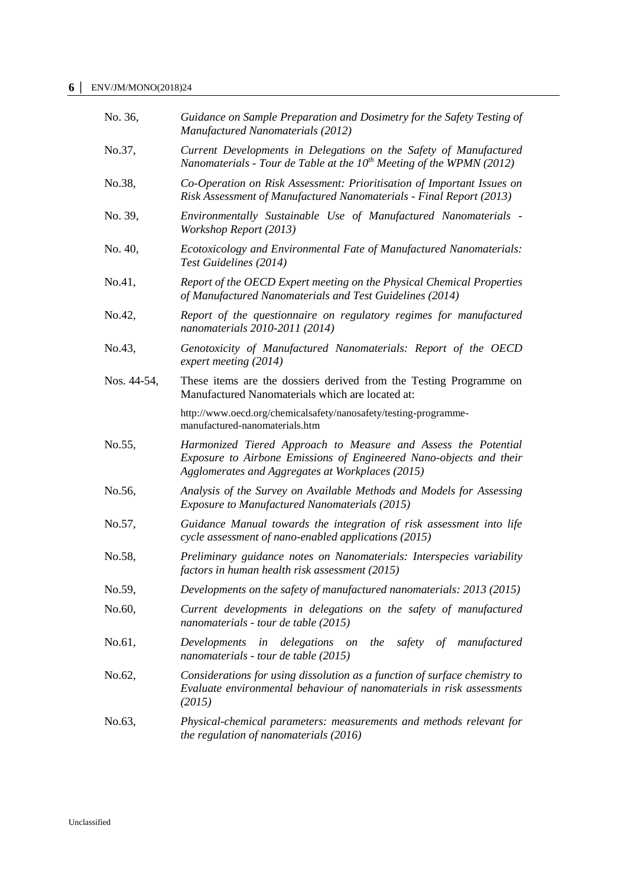No. 36, *Guidance on Sample Preparation and Dosimetry for the Safety Testing of Manufactured Nanomaterials (2012)*

No.37, *Current Developments in Delegations on the Safety of Manufactured Nanomaterials - Tour de Table at the 10th Meeting of the WPMN (2012)*

No.38, *Co-Operation on Risk Assessment: Prioritisation of Important Issues on Risk Assessment of Manufactured Nanomaterials - Final Report (2013)*

No. 39, *Environmentally Sustainable Use of Manufactured Nanomaterials - Workshop Report (2013)*

No. 40, *Ecotoxicology and Environmental Fate of Manufactured Nanomaterials: Test Guidelines (2014)*

No.41, *Report of the OECD Expert meeting on the Physical Chemical Properties of Manufactured Nanomaterials and Test Guidelines (2014)*

No.42, *Report of the questionnaire on regulatory regimes for manufactured nanomaterials 2010-2011 (2014)*

No.43, *Genotoxicity of Manufactured Nanomaterials: Report of the OECD expert meeting (2014)*

Nos. 44-54, These items are the dossiers derived from the Testing Programme on Manufactured Nanomaterials which are located at:

http://www.oecd.org/chemicalsafety/nanosafety/testing-programme-manufactured-nanomaterials.htm

No.55, *Harmonized Tiered Approach to Measure and Assess the Potential Exposure to Airbone Emissions of Engineered Nano-objects and their Agglomerates and Aggregates at Workplaces (2015)*

No.56, *Analysis of the Survey on Available Methods and Models for Assessing Exposure to Manufactured Nanomaterials (2015)*

No.57, *Guidance Manual towards the integration of risk assessment into life cycle assessment of nano-enabled applications (2015)*

No.58, *Preliminary guidance notes on Nanomaterials: Interspecies variability factors in human health risk assessment (2015)*

No.59, *Developments on the safety of manufactured nanomaterials: 2013 (2015)*

No.60, *Current developments in delegations on the safety of manufactured nanomaterials - tour de table (2015)*

No.61, *Developments in delegations on the safety of manufactured nanomaterials - tour de table (2015)*

No.62, *Considerations for using dissolution as a function of surface chemistry to Evaluate environmental behaviour of nanomaterials in risk assessments (2015)*

No.63, *Physical-chemical parameters: measurements and methods relevant for the regulation of nanomaterials (2016)*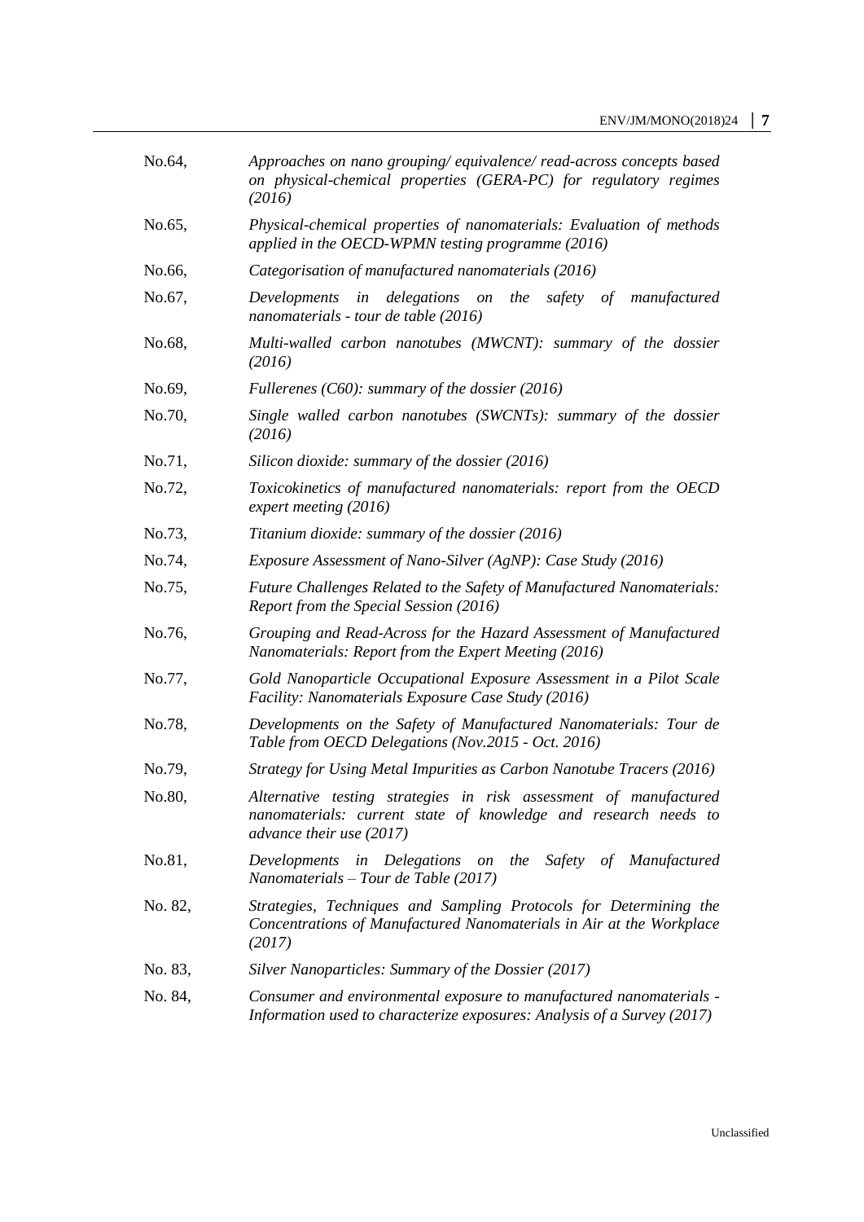No.64, *Approaches on nano grouping/ equivalence/ read-across concepts based on physical-chemical properties (GERA-PC) for regulatory regimes (2016)*

No.65, *Physical-chemical properties of nanomaterials: Evaluation of methods applied in the OECD-WPMN testing programme (2016)*

No.66, *Categorisation of manufactured nanomaterials (2016)*

No.67, *Developments in delegations on the safety of manufactured nanomaterials - tour de table (2016)*

No.68, *Multi-walled carbon nanotubes (MWCNT): summary of the dossier (2016)*

No.69, *Fullerenes (C60): summary of the dossier (2016)*

No.70, *Single walled carbon nanotubes (SWCNTs): summary of the dossier (2016)*

No.71, *Silicon dioxide: summary of the dossier (2016)*

No.72, *Toxicokinetics of manufactured nanomaterials: report from the OECD expert meeting (2016)*

No.73, *Titanium dioxide: summary of the dossier (2016)*

No.74, *Exposure Assessment of Nano-Silver (AgNP): Case Study (2016)*

No.75, *Future Challenges Related to the Safety of Manufactured Nanomaterials: Report from the Special Session (2016)*

No.76, *Grouping and Read-Across for the Hazard Assessment of Manufactured Nanomaterials: Report from the Expert Meeting (2016)*

No.77, *Gold Nanoparticle Occupational Exposure Assessment in a Pilot Scale Facility: Nanomaterials Exposure Case Study (2016)*

No.78, *Developments on the Safety of Manufactured Nanomaterials: Tour de Table from OECD Delegations (Nov.2015 - Oct. 2016)*

No.79, *Strategy for Using Metal Impurities as Carbon Nanotube Tracers (2016)*

No.80, *Alternative testing strategies in risk assessment of manufactured nanomaterials: current state of knowledge and research needs to advance their use (2017)*

No.81, *Developments in Delegations on the Safety of Manufactured Nanomaterials – Tour de Table (2017)*

No. 82, *Strategies, Techniques and Sampling Protocols for Determining the Concentrations of Manufactured Nanomaterials in Air at the Workplace (2017)*

No. 83, *Silver Nanoparticles: Summary of the Dossier (2017)*

No. 84, *Consumer and environmental exposure to manufactured nanomaterials - Information used to characterize exposures: Analysis of a Survey (2017)*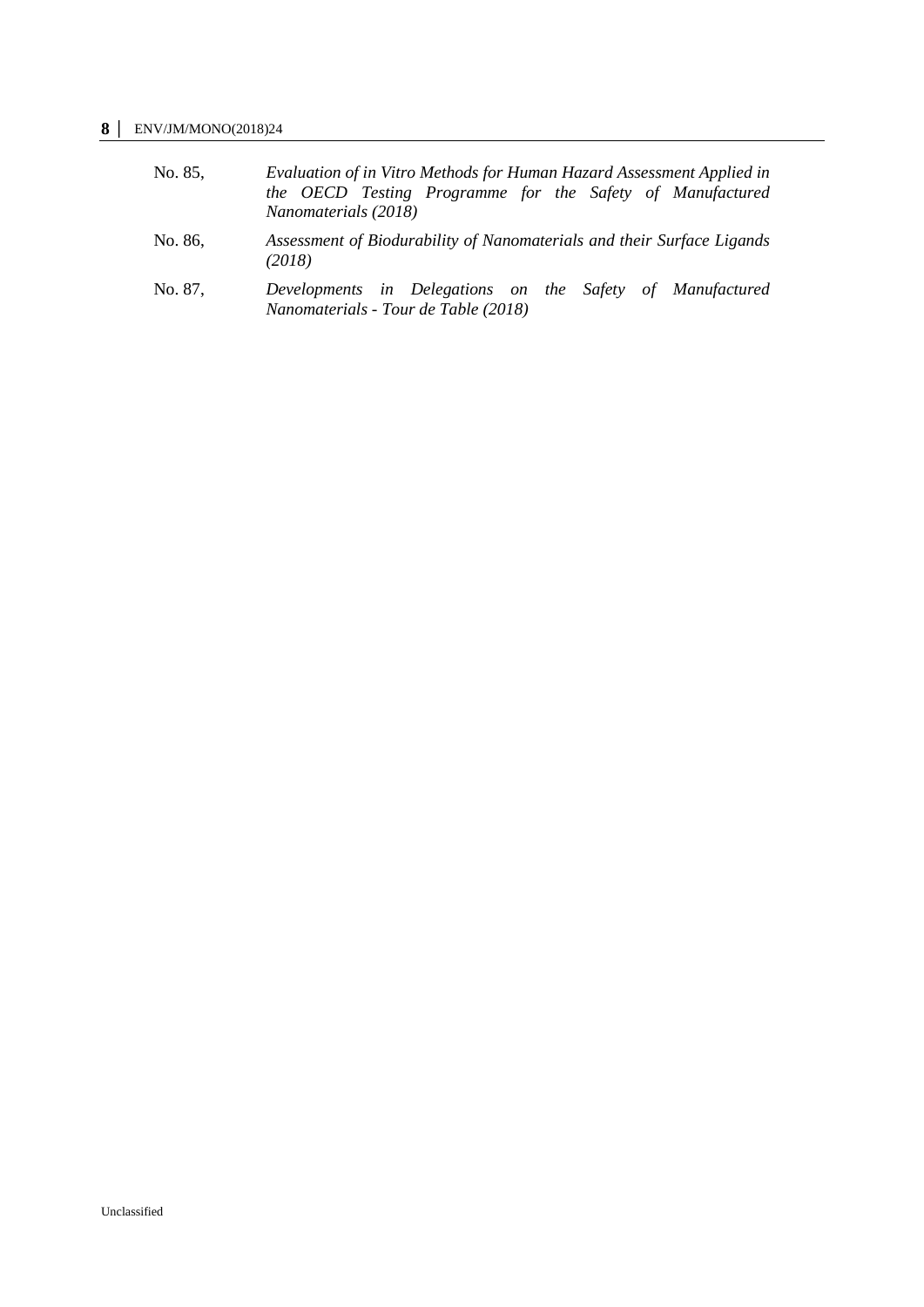No. 85, *Evaluation of in Vitro Methods for Human Hazard Assessment Applied in the OECD Testing Programme for the Safety of Manufactured Nanomaterials (2018)*

No. 86, *Assessment of Biodurability of Nanomaterials and their Surface Ligands (2018)*

No. 87, *Developments in Delegations on the Safety of Manufactured Nanomaterials - Tour de Table (2018)*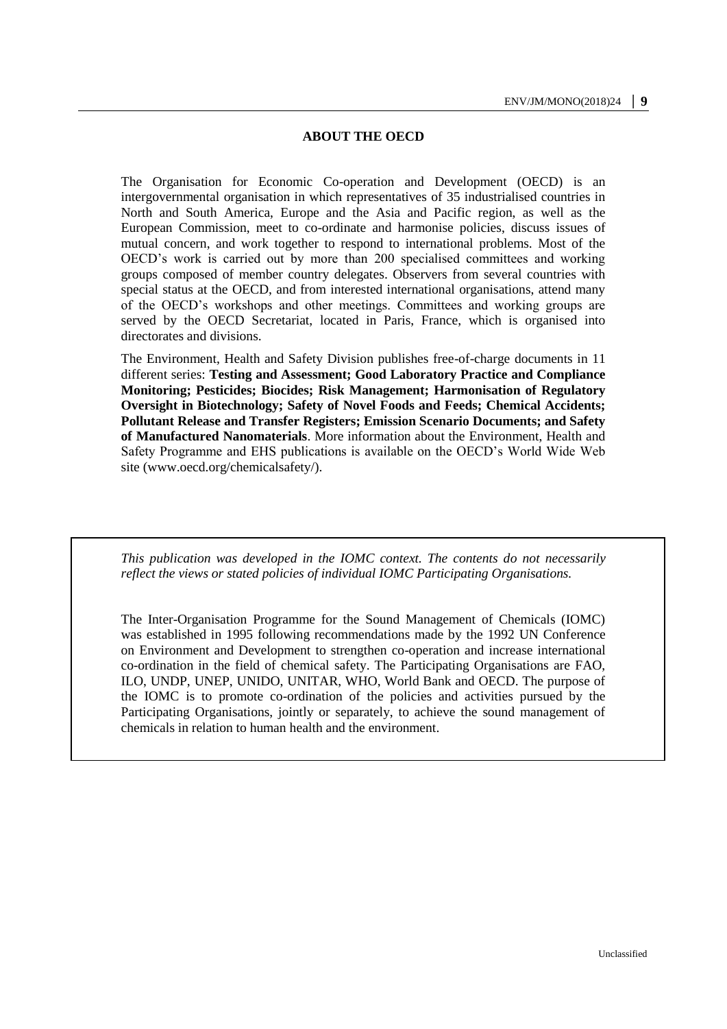## ABOUT THE OECD

The Organisation for Economic Co-operation and Development (OECD) is an intergovernmental organisation in which representatives of 35 industrialised countries in North and South America, Europe and the Asia and Pacific region, as well as the European Commission, meet to co-ordinate and harmonise policies, discuss issues of mutual concern, and work together to respond to international problems. Most of the OECD's work is carried out by more than 200 specialised committees and working groups composed of member country delegates. Observers from several countries with special status at the OECD, and from interested international organisations, attend many of the OECD's workshops and other meetings. Committees and working groups are served by the OECD Secretariat, located in Paris, France, which is organised into directorates and divisions.

The Environment, Health and Safety Division publishes free-of-charge documents in 11 different series: **Testing and Assessment; Good Laboratory Practice and Compliance Monitoring; Pesticides; Biocides; Risk Management; Harmonisation of Regulatory Oversight in Biotechnology; Safety of Novel Foods and Feeds; Chemical Accidents; Pollutant Release and Transfer Registers; Emission Scenario Documents; and Safety of Manufactured Nanomaterials**. More information about the Environment, Health and Safety Programme and EHS publications is available on the OECD's World Wide Web site (www.oecd.org/chemicalsafety/).

*This publication was developed in the IOMC context. The contents do not necessarily reflect the views or stated policies of individual IOMC Participating Organisations.*

The Inter-Organisation Programme for the Sound Management of Chemicals (IOMC) was established in 1995 following recommendations made by the 1992 UN Conference on Environment and Development to strengthen co-operation and increase international co-ordination in the field of chemical safety. The Participating Organisations are FAO, ILO, UNDP, UNEP, UNIDO, UNITAR, WHO, World Bank and OECD. The purpose of the IOMC is to promote co-ordination of the policies and activities pursued by the Participating Organisations, jointly or separately, to achieve the sound management of chemicals in relation to human health and the environment.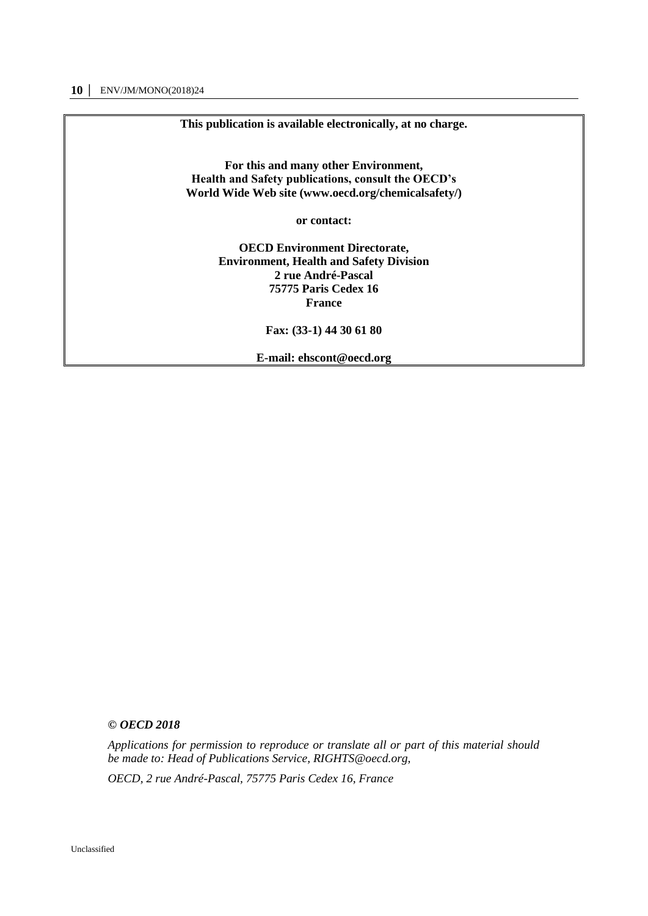**This publication is available electronically, at no charge.**

**For this and many other Environment,**
**Health and Safety publications, consult the OECD's**
**World Wide Web site (www.oecd.org/chemicalsafety/)**

**or contact:**

**OECD Environment Directorate,**
**Environment, Health and Safety Division**
**2 rue André-Pascal**
**75775 Paris Cedex 16**
**France**

**Fax: (33-1) 44 30 61 80**

**E-mail: ehscont@oecd.org**

***© OECD 2018***

*Applications for permission to reproduce or translate all or part of this material should be made to: Head of Publications Service, RIGHTS@oecd.org,*

*OECD, 2 rue André-Pascal, 75775 Paris Cedex 16, France*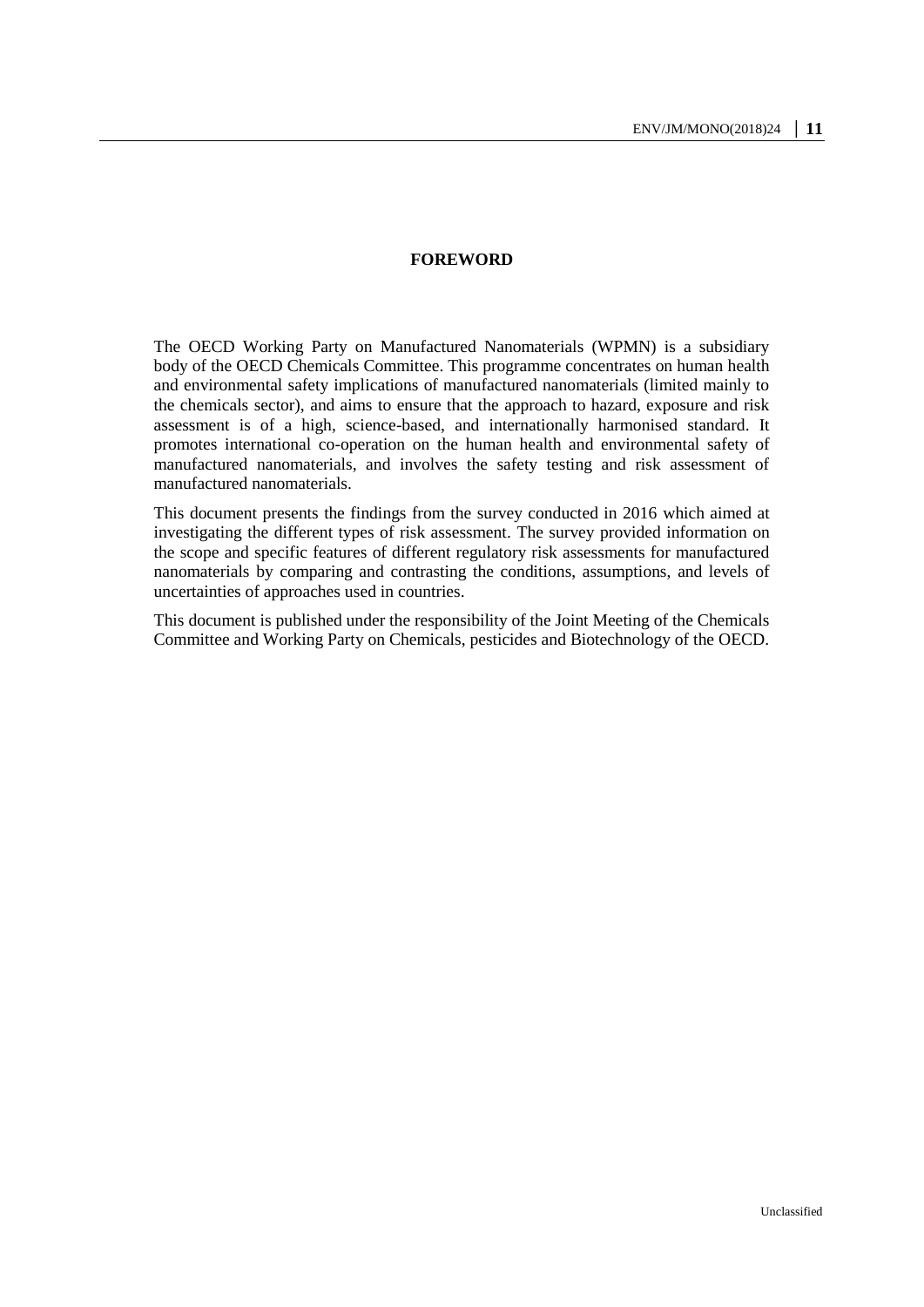# FOREWORD

The OECD Working Party on Manufactured Nanomaterials (WPMN) is a subsidiary body of the OECD Chemicals Committee. This programme concentrates on human health and environmental safety implications of manufactured nanomaterials (limited mainly to the chemicals sector), and aims to ensure that the approach to hazard, exposure and risk assessment is of a high, science-based, and internationally harmonised standard. It promotes international co-operation on the human health and environmental safety of manufactured nanomaterials, and involves the safety testing and risk assessment of manufactured nanomaterials.

This document presents the findings from the survey conducted in 2016 which aimed at investigating the different types of risk assessment. The survey provided information on the scope and specific features of different regulatory risk assessments for manufactured nanomaterials by comparing and contrasting the conditions, assumptions, and levels of uncertainties of approaches used in countries.

This document is published under the responsibility of the Joint Meeting of the Chemicals Committee and Working Party on Chemicals, pesticides and Biotechnology of the OECD.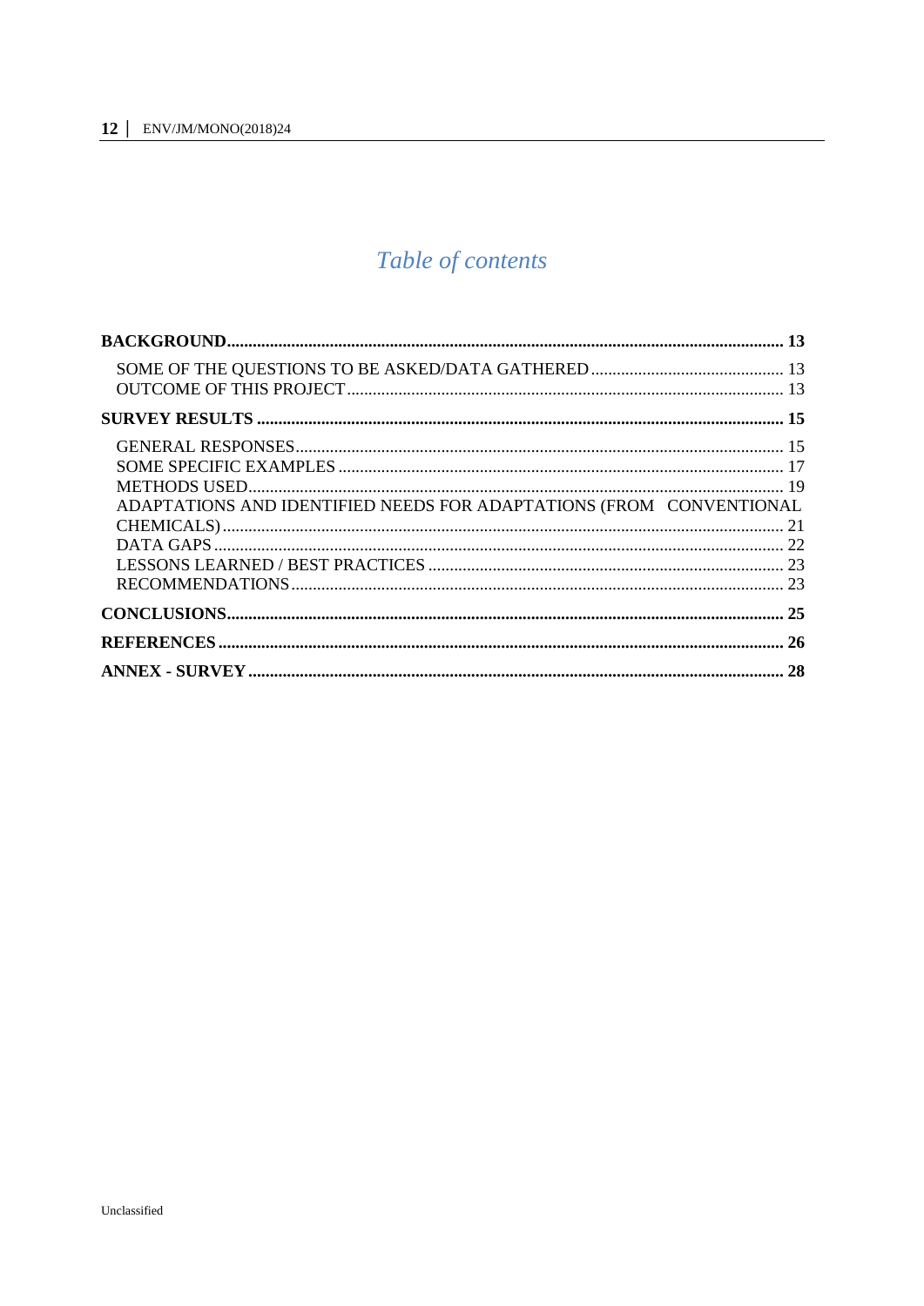# *Table of contents*

**BACKGROUND** ........................................................................................................................ **13**

SOME OF THE QUESTIONS TO BE ASKED/DATA GATHERED ............................................ 13
OUTCOME OF THIS PROJECT .................................................................................................. 13

**SURVEY RESULTS** .................................................................................................................. **15**

GENERAL RESPONSES................................................................................................................ 15
SOME SPECIFIC EXAMPLES ...................................................................................................... 17
METHODS USED.......................................................................................................................... 19
ADAPTATIONS AND IDENTIFIED NEEDS FOR ADAPTATIONS (FROM CONVENTIONAL CHEMICALS) ................................................................................................................................ 21
DATA GAPS .................................................................................................................................. 22
LESSONS LEARNED / BEST PRACTICES ................................................................................. 23
RECOMMENDATIONS ................................................................................................................ 23

**CONCLUSIONS** ........................................................................................................................ **25**

**REFERENCES** .......................................................................................................................... **26**

**ANNEX - SURVEY** .................................................................................................................... **28**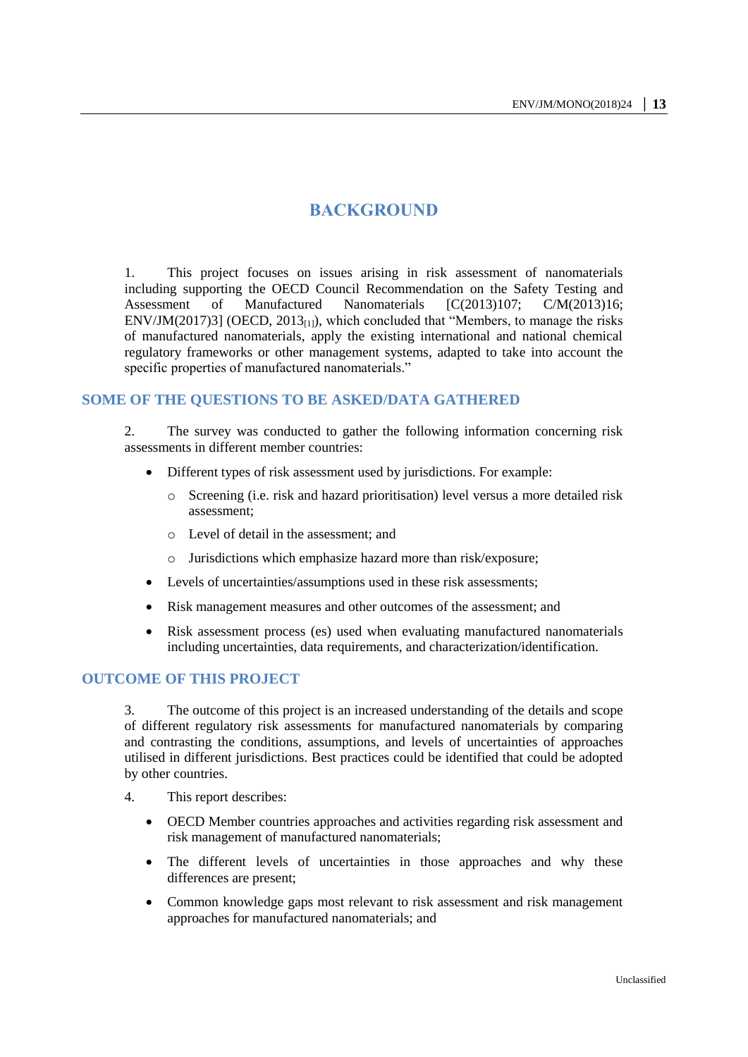# BACKGROUND

1. This project focuses on issues arising in risk assessment of nanomaterials including supporting the OECD Council Recommendation on the Safety Testing and Assessment of Manufactured Nanomaterials [C(2013)107; C/M(2013)16; ENV/JM(2017)3] (OECD, 2013[1]), which concluded that "Members, to manage the risks of manufactured nanomaterials, apply the existing international and national chemical regulatory frameworks or other management systems, adapted to take into account the specific properties of manufactured nanomaterials."

## SOME OF THE QUESTIONS TO BE ASKED/DATA GATHERED

2. The survey was conducted to gather the following information concerning risk assessments in different member countries:

- Different types of risk assessment used by jurisdictions. For example:
  - Screening (i.e. risk and hazard prioritisation) level versus a more detailed risk assessment;
  - Level of detail in the assessment; and
  - Jurisdictions which emphasize hazard more than risk/exposure;
- Levels of uncertainties/assumptions used in these risk assessments;
- Risk management measures and other outcomes of the assessment; and
- Risk assessment process (es) used when evaluating manufactured nanomaterials including uncertainties, data requirements, and characterization/identification.

## OUTCOME OF THIS PROJECT

3. The outcome of this project is an increased understanding of the details and scope of different regulatory risk assessments for manufactured nanomaterials by comparing and contrasting the conditions, assumptions, and levels of uncertainties of approaches utilised in different jurisdictions. Best practices could be identified that could be adopted by other countries.

4. This report describes:

- OECD Member countries approaches and activities regarding risk assessment and risk management of manufactured nanomaterials;
- The different levels of uncertainties in those approaches and why these differences are present;
- Common knowledge gaps most relevant to risk assessment and risk management approaches for manufactured nanomaterials; and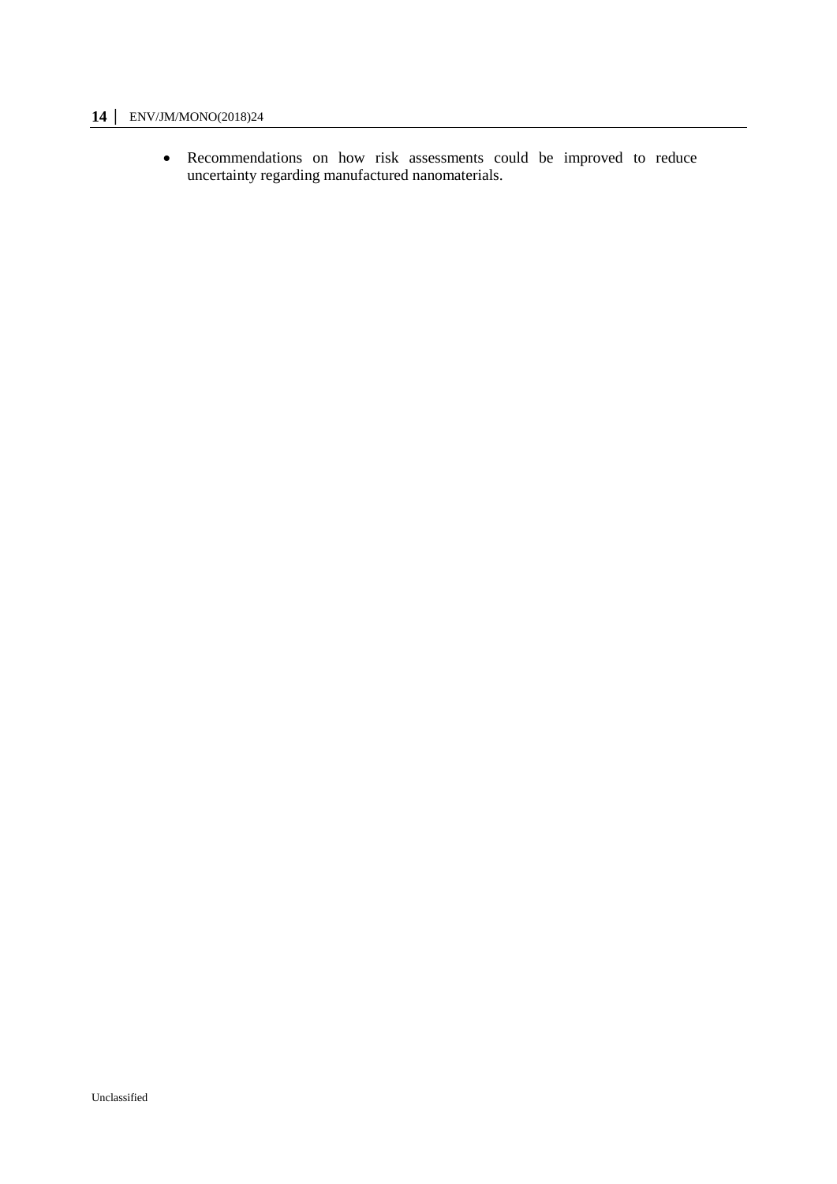- Recommendations on how risk assessments could be improved to reduce uncertainty regarding manufactured nanomaterials.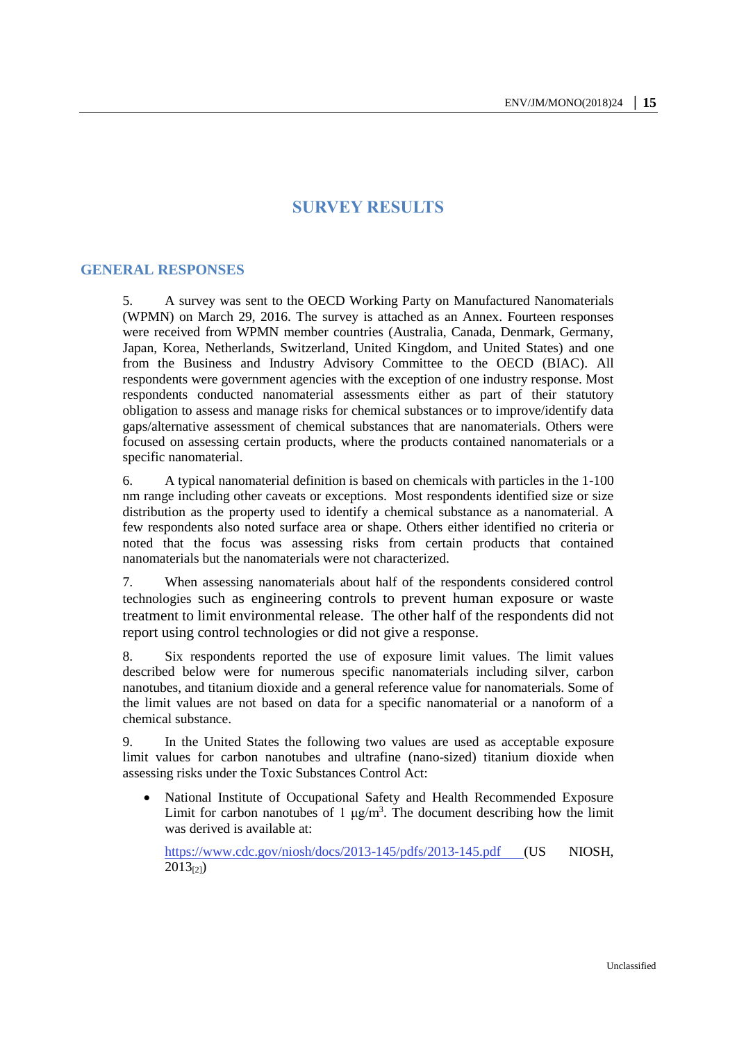# SURVEY RESULTS

## GENERAL RESPONSES

5. A survey was sent to the OECD Working Party on Manufactured Nanomaterials (WPMN) on March 29, 2016. The survey is attached as an Annex. Fourteen responses were received from WPMN member countries (Australia, Canada, Denmark, Germany, Japan, Korea, Netherlands, Switzerland, United Kingdom, and United States) and one from the Business and Industry Advisory Committee to the OECD (BIAC). All respondents were government agencies with the exception of one industry response. Most respondents conducted nanomaterial assessments either as part of their statutory obligation to assess and manage risks for chemical substances or to improve/identify data gaps/alternative assessment of chemical substances that are nanomaterials. Others were focused on assessing certain products, where the products contained nanomaterials or a specific nanomaterial.

6. A typical nanomaterial definition is based on chemicals with particles in the 1-100 nm range including other caveats or exceptions. Most respondents identified size or size distribution as the property used to identify a chemical substance as a nanomaterial. A few respondents also noted surface area or shape. Others either identified no criteria or noted that the focus was assessing risks from certain products that contained nanomaterials but the nanomaterials were not characterized.

7. When assessing nanomaterials about half of the respondents considered control technologies such as engineering controls to prevent human exposure or waste treatment to limit environmental release. The other half of the respondents did not report using control technologies or did not give a response.

8. Six respondents reported the use of exposure limit values. The limit values described below were for numerous specific nanomaterials including silver, carbon nanotubes, and titanium dioxide and a general reference value for nanomaterials. Some of the limit values are not based on data for a specific nanomaterial or a nanoform of a chemical substance.

9. In the United States the following two values are used as acceptable exposure limit values for carbon nanotubes and ultrafine (nano-sized) titanium dioxide when assessing risks under the Toxic Substances Control Act:

- National Institute of Occupational Safety and Health Recommended Exposure Limit for carbon nanotubes of 1 $\mu g/m^3$. The document describing how the limit was derived is available at:

  https://www.cdc.gov/niosh/docs/2013-145/pdfs/2013-145.pdf (US NIOSH, 2013[2])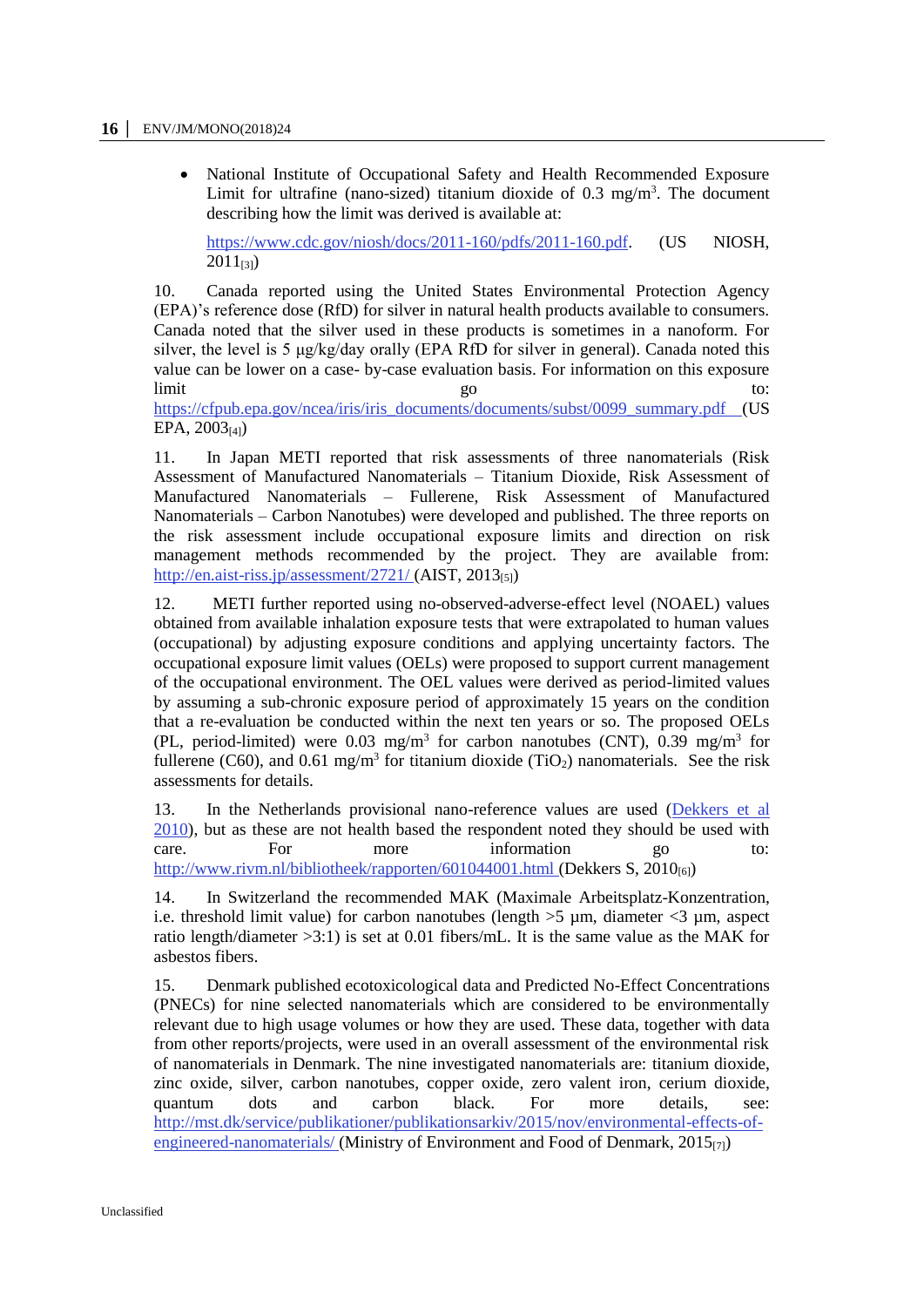- National Institute of Occupational Safety and Health Recommended Exposure Limit for ultrafine (nano-sized) titanium dioxide of 0.3 mg/m$^3$. The document describing how the limit was derived is available at:

  https://www.cdc.gov/niosh/docs/2011-160/pdfs/2011-160.pdf. (US NIOSH, 2011[3])

10. Canada reported using the United States Environmental Protection Agency (EPA)'s reference dose (RfD) for silver in natural health products available to consumers. Canada noted that the silver used in these products is sometimes in a nanoform. For silver, the level is 5 µg/kg/day orally (EPA RfD for silver in general). Canada noted this value can be lower on a case- by-case evaluation basis. For information on this exposure limit go to: https://cfpub.epa.gov/ncea/iris/iris_documents/documents/subst/0099_summary.pdf (US EPA, 2003[4])

11. In Japan METI reported that risk assessments of three nanomaterials (Risk Assessment of Manufactured Nanomaterials – Titanium Dioxide, Risk Assessment of Manufactured Nanomaterials – Fullerene, Risk Assessment of Manufactured Nanomaterials – Carbon Nanotubes) were developed and published. The three reports on the risk assessment include occupational exposure limits and direction on risk management methods recommended by the project. They are available from: http://en.aist-riss.jp/assessment/2721/ (AIST, 2013[5])

12. METI further reported using no-observed-adverse-effect level (NOAEL) values obtained from available inhalation exposure tests that were extrapolated to human values (occupational) by adjusting exposure conditions and applying uncertainty factors. The occupational exposure limit values (OELs) were proposed to support current management of the occupational environment. The OEL values were derived as period-limited values by assuming a sub-chronic exposure period of approximately 15 years on the condition that a re-evaluation be conducted within the next ten years or so. The proposed OELs (PL, period-limited) were 0.03 mg/m$^3$ for carbon nanotubes (CNT), 0.39 mg/m$^3$ for fullerene (C60), and 0.61 mg/m$^3$ for titanium dioxide ($TiO_2$) nanomaterials. See the risk assessments for details.

13. In the Netherlands provisional nano-reference values are used (Dekkers et al 2010), but as these are not health based the respondent noted they should be used with care. For more information go to: http://www.rivm.nl/bibliotheek/rapporten/601044001.html (Dekkers S, 2010[6])

14. In Switzerland the recommended MAK (Maximale Arbeitsplatz-Konzentration, i.e. threshold limit value) for carbon nanotubes (length >5 µm, diameter <3 µm, aspect ratio length/diameter >3:1) is set at 0.01 fibers/mL. It is the same value as the MAK for asbestos fibers.

15. Denmark published ecotoxicological data and Predicted No-Effect Concentrations (PNECs) for nine selected nanomaterials which are considered to be environmentally relevant due to high usage volumes or how they are used. These data, together with data from other reports/projects, were used in an overall assessment of the environmental risk of nanomaterials in Denmark. The nine investigated nanomaterials are: titanium dioxide, zinc oxide, silver, carbon nanotubes, copper oxide, zero valent iron, cerium dioxide, quantum dots and carbon black. For more details, see: http://mst.dk/service/publikationer/publikationsarkiv/2015/nov/environmental-effects-of-engineered-nanomaterials/ (Ministry of Environment and Food of Denmark, 2015[7])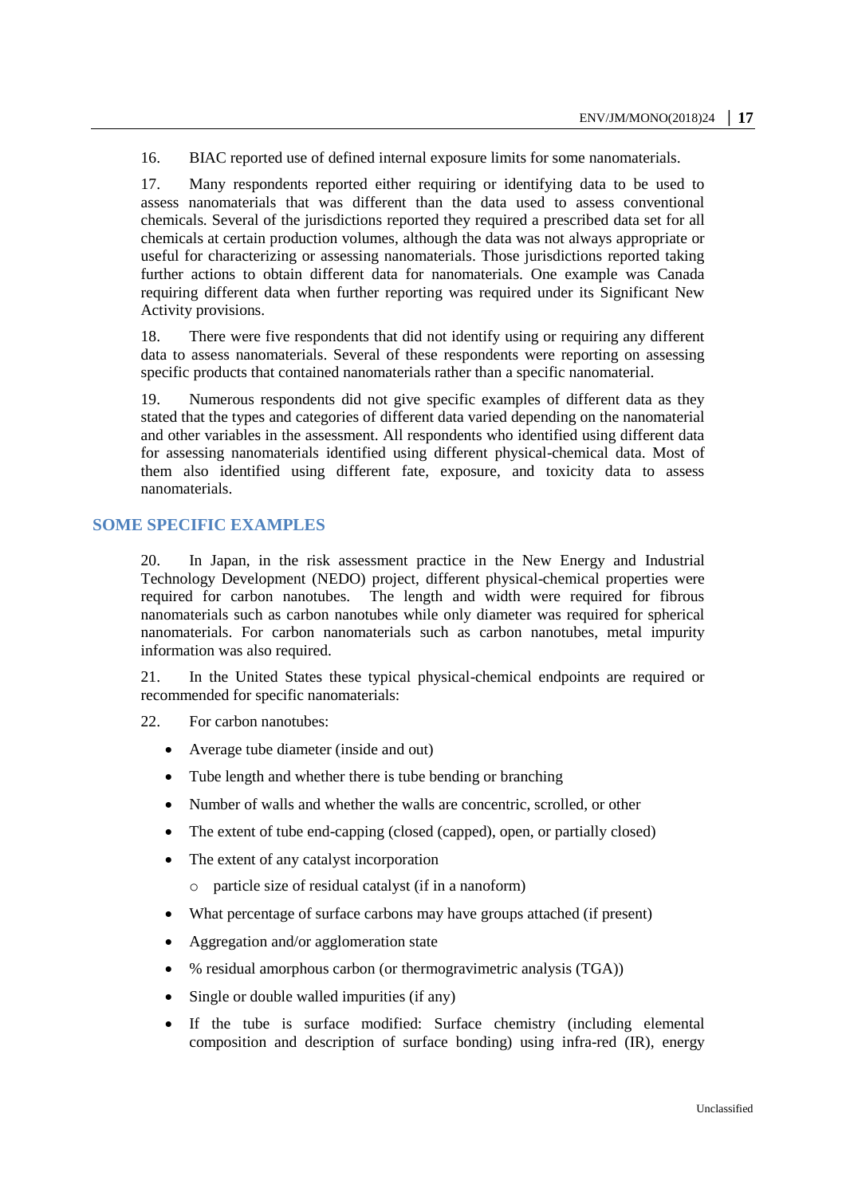16. BIAC reported use of defined internal exposure limits for some nanomaterials.

17. Many respondents reported either requiring or identifying data to be used to assess nanomaterials that was different than the data used to assess conventional chemicals. Several of the jurisdictions reported they required a prescribed data set for all chemicals at certain production volumes, although the data was not always appropriate or useful for characterizing or assessing nanomaterials. Those jurisdictions reported taking further actions to obtain different data for nanomaterials. One example was Canada requiring different data when further reporting was required under its Significant New Activity provisions.

18. There were five respondents that did not identify using or requiring any different data to assess nanomaterials. Several of these respondents were reporting on assessing specific products that contained nanomaterials rather than a specific nanomaterial.

19. Numerous respondents did not give specific examples of different data as they stated that the types and categories of different data varied depending on the nanomaterial and other variables in the assessment. All respondents who identified using different data for assessing nanomaterials identified using different physical-chemical data. Most of them also identified using different fate, exposure, and toxicity data to assess nanomaterials.

## SOME SPECIFIC EXAMPLES

20. In Japan, in the risk assessment practice in the New Energy and Industrial Technology Development (NEDO) project, different physical-chemical properties were required for carbon nanotubes. The length and width were required for fibrous nanomaterials such as carbon nanotubes while only diameter was required for spherical nanomaterials. For carbon nanomaterials such as carbon nanotubes, metal impurity information was also required.

21. In the United States these typical physical-chemical endpoints are required or recommended for specific nanomaterials:

22. For carbon nanotubes:

- Average tube diameter (inside and out)
- Tube length and whether there is tube bending or branching
- Number of walls and whether the walls are concentric, scrolled, or other
- The extent of tube end-capping (closed (capped), open, or partially closed)
- The extent of any catalyst incorporation
  - particle size of residual catalyst (if in a nanoform)
- What percentage of surface carbons may have groups attached (if present)
- Aggregation and/or agglomeration state
- % residual amorphous carbon (or thermogravimetric analysis (TGA))
- Single or double walled impurities (if any)
- If the tube is surface modified: Surface chemistry (including elemental composition and description of surface bonding) using infra-red (IR), energy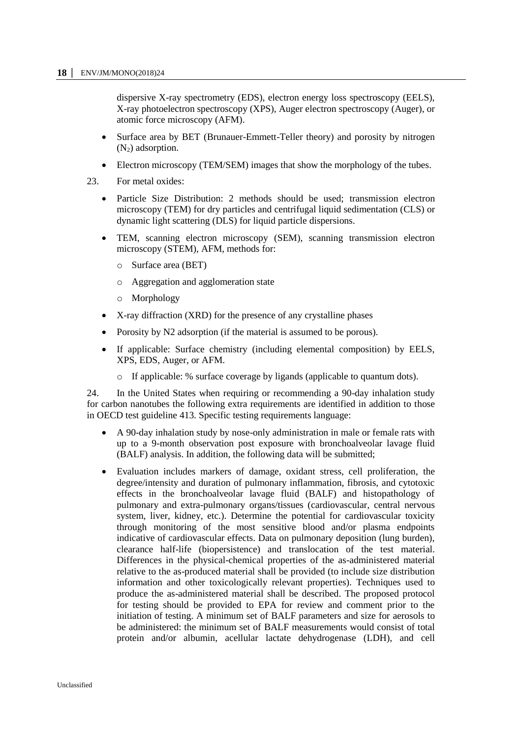dispersive X-ray spectrometry (EDS), electron energy loss spectroscopy (EELS), X-ray photoelectron spectroscopy (XPS), Auger electron spectroscopy (Auger), or atomic force microscopy (AFM).

- Surface area by BET (Brunauer-Emmett-Teller theory) and porosity by nitrogen ($N_2$) adsorption.
- Electron microscopy (TEM/SEM) images that show the morphology of the tubes.

23. For metal oxides:

- Particle Size Distribution: 2 methods should be used; transmission electron microscopy (TEM) for dry particles and centrifugal liquid sedimentation (CLS) or dynamic light scattering (DLS) for liquid particle dispersions.
- TEM, scanning electron microscopy (SEM), scanning transmission electron microscopy (STEM), AFM, methods for:
    - Surface area (BET)
    - Aggregation and agglomeration state
    - Morphology
- X-ray diffraction (XRD) for the presence of any crystalline phases
- Porosity by N2 adsorption (if the material is assumed to be porous).
- If applicable: Surface chemistry (including elemental composition) by EELS, XPS, EDS, Auger, or AFM.
    - If applicable: % surface coverage by ligands (applicable to quantum dots).

24. In the United States when requiring or recommending a 90-day inhalation study for carbon nanotubes the following extra requirements are identified in addition to those in OECD test guideline 413. Specific testing requirements language:

- A 90-day inhalation study by nose-only administration in male or female rats with up to a 9-month observation post exposure with bronchoalveolar lavage fluid (BALF) analysis. In addition, the following data will be submitted;
- Evaluation includes markers of damage, oxidant stress, cell proliferation, the degree/intensity and duration of pulmonary inflammation, fibrosis, and cytotoxic effects in the bronchoalveolar lavage fluid (BALF) and histopathology of pulmonary and extra-pulmonary organs/tissues (cardiovascular, central nervous system, liver, kidney, etc.). Determine the potential for cardiovascular toxicity through monitoring of the most sensitive blood and/or plasma endpoints indicative of cardiovascular effects. Data on pulmonary deposition (lung burden), clearance half-life (biopersistence) and translocation of the test material. Differences in the physical-chemical properties of the as-administered material relative to the as-produced material shall be provided (to include size distribution information and other toxicologically relevant properties). Techniques used to produce the as-administered material shall be described. The proposed protocol for testing should be provided to EPA for review and comment prior to the initiation of testing. A minimum set of BALF parameters and size for aerosols to be administered: the minimum set of BALF measurements would consist of total protein and/or albumin, acellular lactate dehydrogenase (LDH), and cell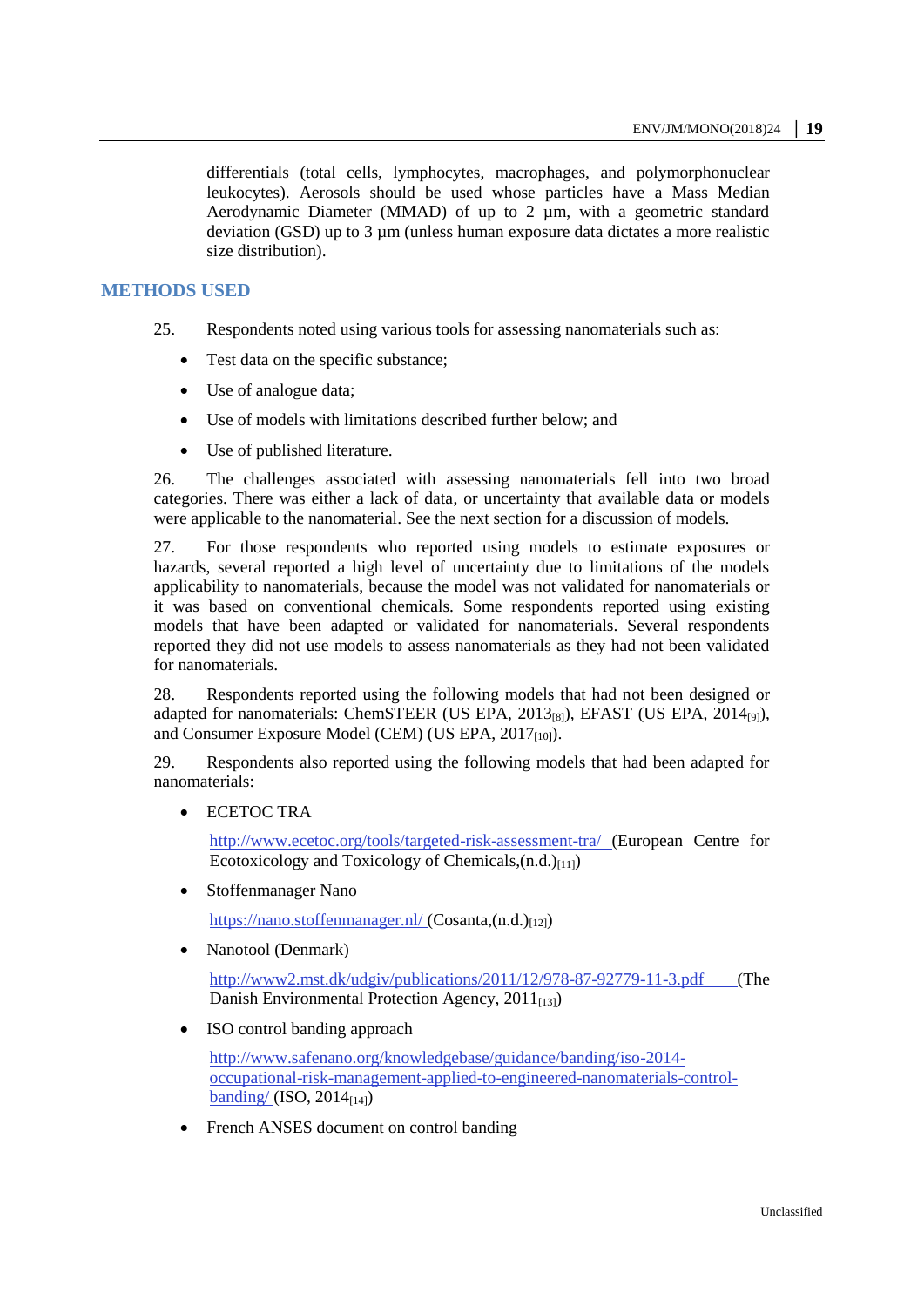differentials (total cells, lymphocytes, macrophages, and polymorphonuclear leukocytes). Aerosols should be used whose particles have a Mass Median Aerodynamic Diameter (MMAD) of up to 2 µm, with a geometric standard deviation (GSD) up to 3 µm (unless human exposure data dictates a more realistic size distribution).

## METHODS USED

25. Respondents noted using various tools for assessing nanomaterials such as:

- Test data on the specific substance;
- Use of analogue data;
- Use of models with limitations described further below; and
- Use of published literature.

26. The challenges associated with assessing nanomaterials fell into two broad categories. There was either a lack of data, or uncertainty that available data or models were applicable to the nanomaterial. See the next section for a discussion of models.

27. For those respondents who reported using models to estimate exposures or hazards, several reported a high level of uncertainty due to limitations of the models applicability to nanomaterials, because the model was not validated for nanomaterials or it was based on conventional chemicals. Some respondents reported using existing models that have been adapted or validated for nanomaterials. Several respondents reported they did not use models to assess nanomaterials as they had not been validated for nanomaterials.

28. Respondents reported using the following models that had not been designed or adapted for nanomaterials: ChemSTEER (US EPA, 2013[8]), EFAST (US EPA, 2014[9]), and Consumer Exposure Model (CEM) (US EPA, 2017[10]).

29. Respondents also reported using the following models that had been adapted for nanomaterials:

- ECETOC TRA

  http://www.ecetoc.org/tools/targeted-risk-assessment-tra/ (European Centre for Ecotoxicology and Toxicology of Chemicals,(n.d.)[11])

- Stoffenmanager Nano

  https://nano.stoffenmanager.nl/ (Cosanta,(n.d.)[12])

- Nanotool (Denmark)

  http://www2.mst.dk/udgiv/publications/2011/12/978-87-92779-11-3.pdf (The Danish Environmental Protection Agency, 2011[13])

- ISO control banding approach

  http://www.safenano.org/knowledgebase/guidance/banding/iso-2014-occupational-risk-management-applied-to-engineered-nanomaterials-control-banding/ (ISO, 2014[14])

- French ANSES document on control banding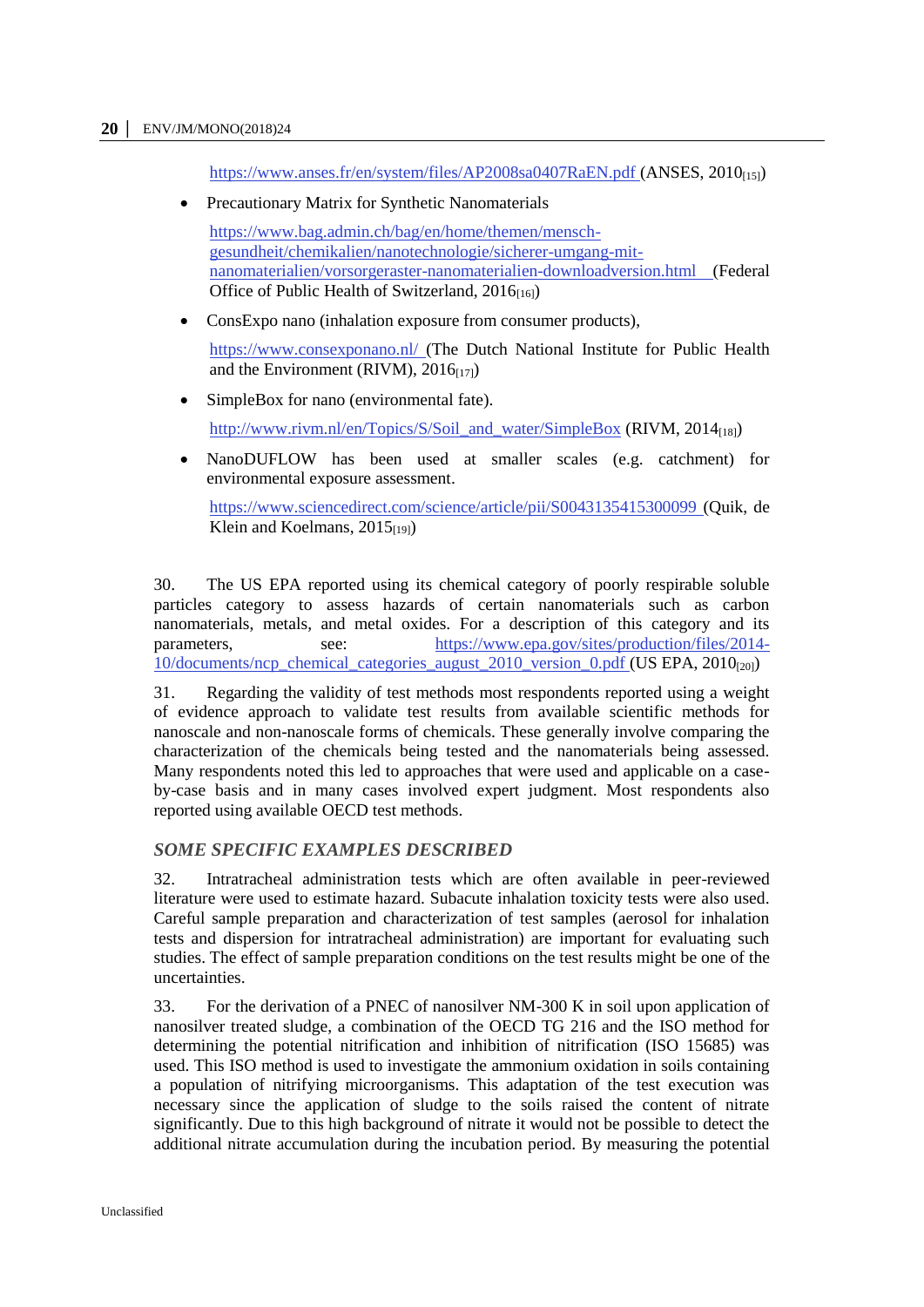https://www.anses.fr/en/system/files/AP2008sa0407RaEN.pdf (ANSES, 2010[15])

- Precautionary Matrix for Synthetic Nanomaterials

  https://www.bag.admin.ch/bag/en/home/themen/mensch-gesundheit/chemikalien/nanotechnologie/sicherer-umgang-mit-nanomaterialien/vorsorgeraster-nanomaterialien-downloadversion.html (Federal Office of Public Health of Switzerland, 2016[16])

- ConsExpo nano (inhalation exposure from consumer products),

  https://www.consexponano.nl/ (The Dutch National Institute for Public Health and the Environment (RIVM), 2016[17])

- SimpleBox for nano (environmental fate).

  http://www.rivm.nl/en/Topics/S/Soil_and_water/SimpleBox (RIVM, 2014[18])

- NanoDUFLOW has been used at smaller scales (e.g. catchment) for environmental exposure assessment.

  https://www.sciencedirect.com/science/article/pii/S0043135415300099 (Quik, de Klein and Koelmans, 2015[19])

30. The US EPA reported using its chemical category of poorly respirable soluble particles category to assess hazards of certain nanomaterials such as carbon nanomaterials, metals, and metal oxides. For a description of this category and its parameters, see: https://www.epa.gov/sites/production/files/2014-10/documents/ncp_chemical_categories_august_2010_version_0.pdf (US EPA, 2010[20])

31. Regarding the validity of test methods most respondents reported using a weight of evidence approach to validate test results from available scientific methods for nanoscale and non-nanoscale forms of chemicals. These generally involve comparing the characterization of the chemicals being tested and the nanomaterials being assessed. Many respondents noted this led to approaches that were used and applicable on a case-by-case basis and in many cases involved expert judgment. Most respondents also reported using available OECD test methods.

### *SOME SPECIFIC EXAMPLES DESCRIBED*

32. Intratracheal administration tests which are often available in peer-reviewed literature were used to estimate hazard. Subacute inhalation toxicity tests were also used. Careful sample preparation and characterization of test samples (aerosol for inhalation tests and dispersion for intratracheal administration) are important for evaluating such studies. The effect of sample preparation conditions on the test results might be one of the uncertainties.

33. For the derivation of a PNEC of nanosilver NM-300 K in soil upon application of nanosilver treated sludge, a combination of the OECD TG 216 and the ISO method for determining the potential nitrification and inhibition of nitrification (ISO 15685) was used. This ISO method is used to investigate the ammonium oxidation in soils containing a population of nitrifying microorganisms. This adaptation of the test execution was necessary since the application of sludge to the soils raised the content of nitrate significantly. Due to this high background of nitrate it would not be possible to detect the additional nitrate accumulation during the incubation period. By measuring the potential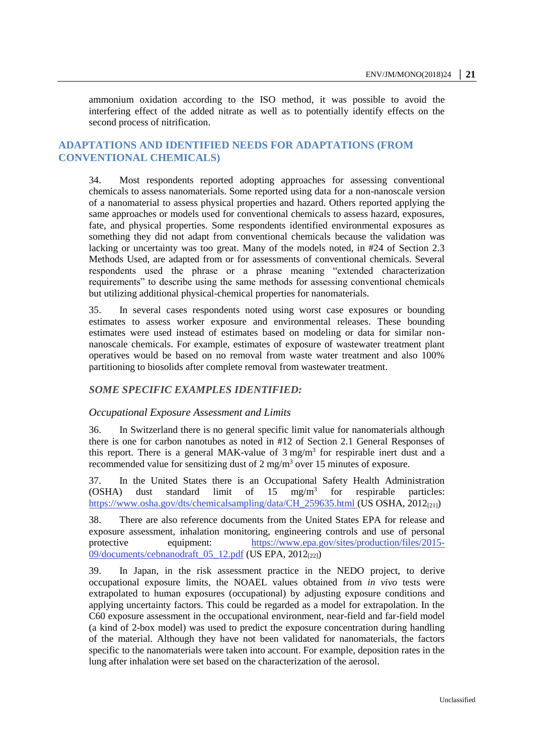ammonium oxidation according to the ISO method, it was possible to avoid the interfering effect of the added nitrate as well as to potentially identify effects on the second process of nitrification.

## ADAPTATIONS AND IDENTIFIED NEEDS FOR ADAPTATIONS (FROM CONVENTIONAL CHEMICALS)

34. Most respondents reported adopting approaches for assessing conventional chemicals to assess nanomaterials. Some reported using data for a non-nanoscale version of a nanomaterial to assess physical properties and hazard. Others reported applying the same approaches or models used for conventional chemicals to assess hazard, exposures, fate, and physical properties. Some respondents identified environmental exposures as something they did not adapt from conventional chemicals because the validation was lacking or uncertainty was too great. Many of the models noted, in #24 of Section 2.3 Methods Used, are adapted from or for assessments of conventional chemicals. Several respondents used the phrase or a phrase meaning "extended characterization requirements" to describe using the same methods for assessing conventional chemicals but utilizing additional physical-chemical properties for nanomaterials.

35. In several cases respondents noted using worst case exposures or bounding estimates to assess worker exposure and environmental releases. These bounding estimates were used instead of estimates based on modeling or data for similar non-nanoscale chemicals. For example, estimates of exposure of wastewater treatment plant operatives would be based on no removal from waste water treatment and also 100% partitioning to biosolids after complete removal from wastewater treatment.

### *SOME SPECIFIC EXAMPLES IDENTIFIED:*

#### *Occupational Exposure Assessment and Limits*

36. In Switzerland there is no general specific limit value for nanomaterials although there is one for carbon nanotubes as noted in #12 of Section 2.1 General Responses of this report. There is a general MAK-value of 3 $mg/m^3$ for respirable inert dust and a recommended value for sensitizing dust of 2 $mg/m^3$ over 15 minutes of exposure.

37. In the United States there is an Occupational Safety Health Administration (OSHA) dust standard limit of 15 $mg/m^3$ for respirable particles: https://www.osha.gov/dts/chemicalsampling/data/CH_259635.html (US OSHA, 2012[21])

38. There are also reference documents from the United States EPA for release and exposure assessment, inhalation monitoring, engineering controls and use of personal protective equipment: https://www.epa.gov/sites/production/files/2015-09/documents/cebnanodraft_05_12.pdf (US EPA, 2012[22])

39. In Japan, in the risk assessment practice in the NEDO project, to derive occupational exposure limits, the NOAEL values obtained from *in vivo* tests were extrapolated to human exposures (occupational) by adjusting exposure conditions and applying uncertainty factors. This could be regarded as a model for extrapolation. In the C60 exposure assessment in the occupational environment, near-field and far-field model (a kind of 2-box model) was used to predict the exposure concentration during handling of the material. Although they have not been validated for nanomaterials, the factors specific to the nanomaterials were taken into account. For example, deposition rates in the lung after inhalation were set based on the characterization of the aerosol.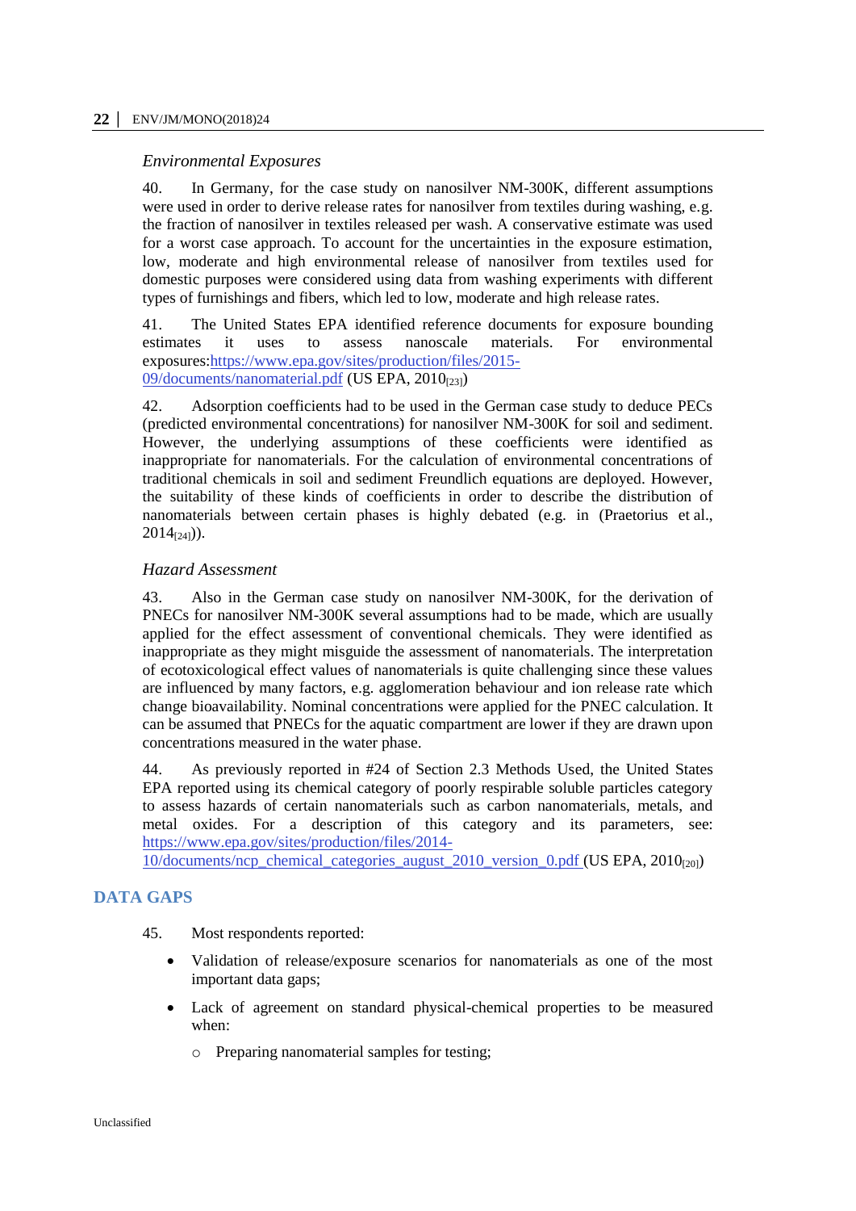*Environmental Exposures*

40. In Germany, for the case study on nanosilver NM-300K, different assumptions were used in order to derive release rates for nanosilver from textiles during washing, e.g. the fraction of nanosilver in textiles released per wash. A conservative estimate was used for a worst case approach. To account for the uncertainties in the exposure estimation, low, moderate and high environmental release of nanosilver from textiles used for domestic purposes were considered using data from washing experiments with different types of furnishings and fibers, which led to low, moderate and high release rates.

41. The United States EPA identified reference documents for exposure bounding estimates it uses to assess nanoscale materials. For environmental exposures:https://www.epa.gov/sites/production/files/2015-09/documents/nanomaterial.pdf (US EPA, 2010[23])

42. Adsorption coefficients had to be used in the German case study to deduce PECs (predicted environmental concentrations) for nanosilver NM-300K for soil and sediment. However, the underlying assumptions of these coefficients were identified as inappropriate for nanomaterials. For the calculation of environmental concentrations of traditional chemicals in soil and sediment Freundlich equations are deployed. However, the suitability of these kinds of coefficients in order to describe the distribution of nanomaterials between certain phases is highly debated (e.g. in (Praetorius et al., 2014[24])).

*Hazard Assessment*

43. Also in the German case study on nanosilver NM-300K, for the derivation of PNECs for nanosilver NM-300K several assumptions had to be made, which are usually applied for the effect assessment of conventional chemicals. They were identified as inappropriate as they might misguide the assessment of nanomaterials. The interpretation of ecotoxicological effect values of nanomaterials is quite challenging since these values are influenced by many factors, e.g. agglomeration behaviour and ion release rate which change bioavailability. Nominal concentrations were applied for the PNEC calculation. It can be assumed that PNECs for the aquatic compartment are lower if they are drawn upon concentrations measured in the water phase.

44. As previously reported in #24 of Section 2.3 Methods Used, the United States EPA reported using its chemical category of poorly respirable soluble particles category to assess hazards of certain nanomaterials such as carbon nanomaterials, metals, and metal oxides. For a description of this category and its parameters, see: https://www.epa.gov/sites/production/files/2014-10/documents/ncp_chemical_categories_august_2010_version_0.pdf (US EPA, 2010[20])

## DATA GAPS

45. Most respondents reported:

- Validation of release/exposure scenarios for nanomaterials as one of the most important data gaps;
- Lack of agreement on standard physical-chemical properties to be measured when:
  - Preparing nanomaterial samples for testing;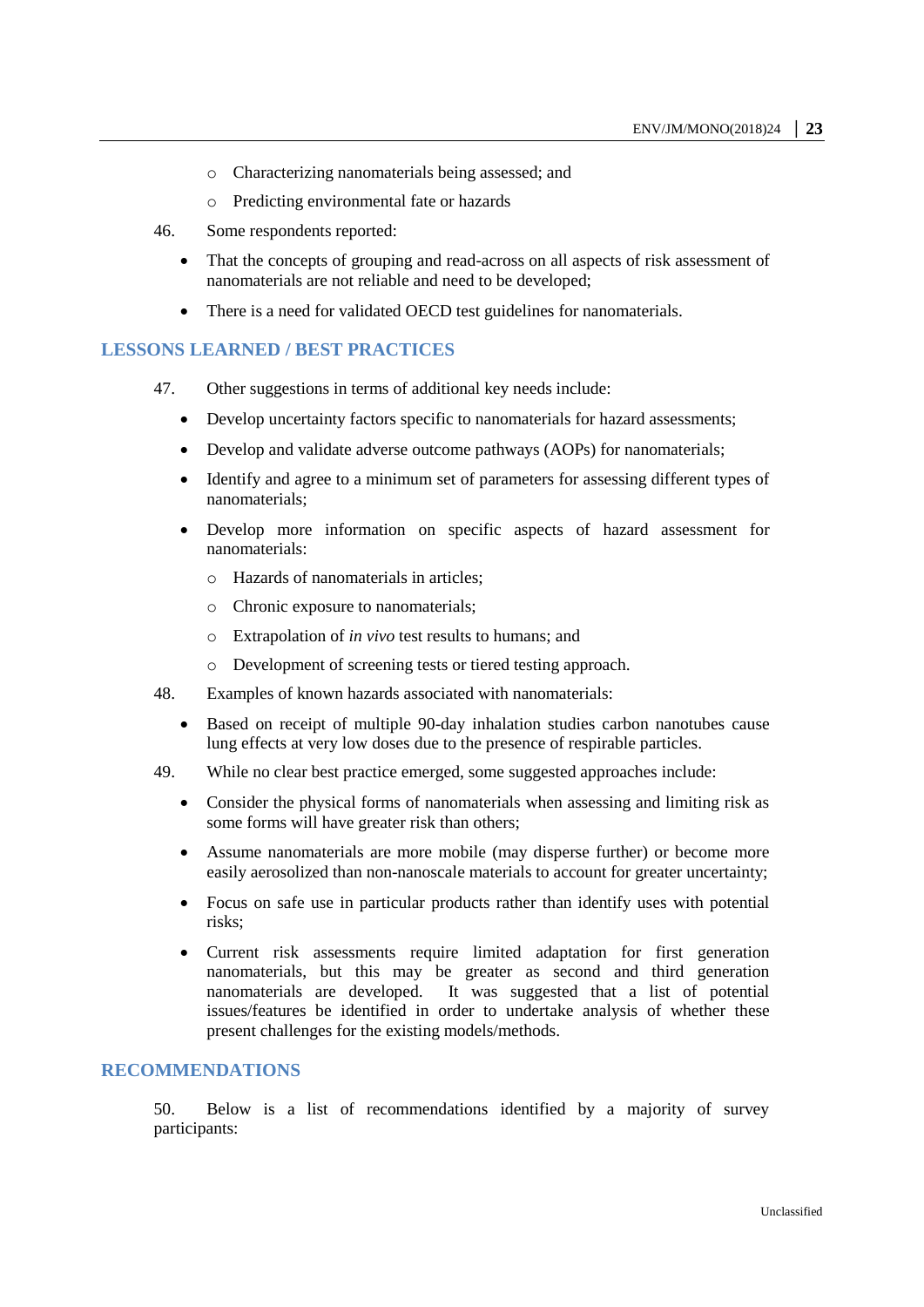- Characterizing nanomaterials being assessed; and
- Predicting environmental fate or hazards

46. Some respondents reported:

- That the concepts of grouping and read-across on all aspects of risk assessment of nanomaterials are not reliable and need to be developed;
- There is a need for validated OECD test guidelines for nanomaterials.

## LESSONS LEARNED / BEST PRACTICES

47. Other suggestions in terms of additional key needs include:

- Develop uncertainty factors specific to nanomaterials for hazard assessments;
- Develop and validate adverse outcome pathways (AOPs) for nanomaterials;
- Identify and agree to a minimum set of parameters for assessing different types of nanomaterials;
- Develop more information on specific aspects of hazard assessment for nanomaterials:
    - Hazards of nanomaterials in articles;
    - Chronic exposure to nanomaterials;
    - Extrapolation of *in vivo* test results to humans; and
    - Development of screening tests or tiered testing approach.

48. Examples of known hazards associated with nanomaterials:

- Based on receipt of multiple 90-day inhalation studies carbon nanotubes cause lung effects at very low doses due to the presence of respirable particles.

49. While no clear best practice emerged, some suggested approaches include:

- Consider the physical forms of nanomaterials when assessing and limiting risk as some forms will have greater risk than others;
- Assume nanomaterials are more mobile (may disperse further) or become more easily aerosolized than non-nanoscale materials to account for greater uncertainty;
- Focus on safe use in particular products rather than identify uses with potential risks;
- Current risk assessments require limited adaptation for first generation nanomaterials, but this may be greater as second and third generation nanomaterials are developed. It was suggested that a list of potential issues/features be identified in order to undertake analysis of whether these present challenges for the existing models/methods.

## RECOMMENDATIONS

50. Below is a list of recommendations identified by a majority of survey participants: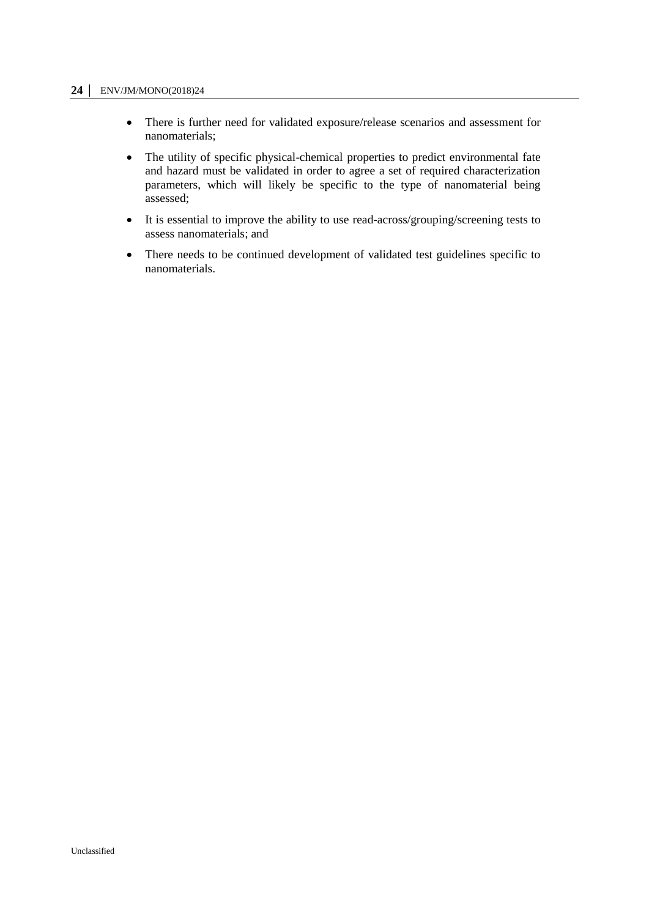- There is further need for validated exposure/release scenarios and assessment for nanomaterials;
- The utility of specific physical-chemical properties to predict environmental fate and hazard must be validated in order to agree a set of required characterization parameters, which will likely be specific to the type of nanomaterial being assessed;
- It is essential to improve the ability to use read-across/grouping/screening tests to assess nanomaterials; and
- There needs to be continued development of validated test guidelines specific to nanomaterials.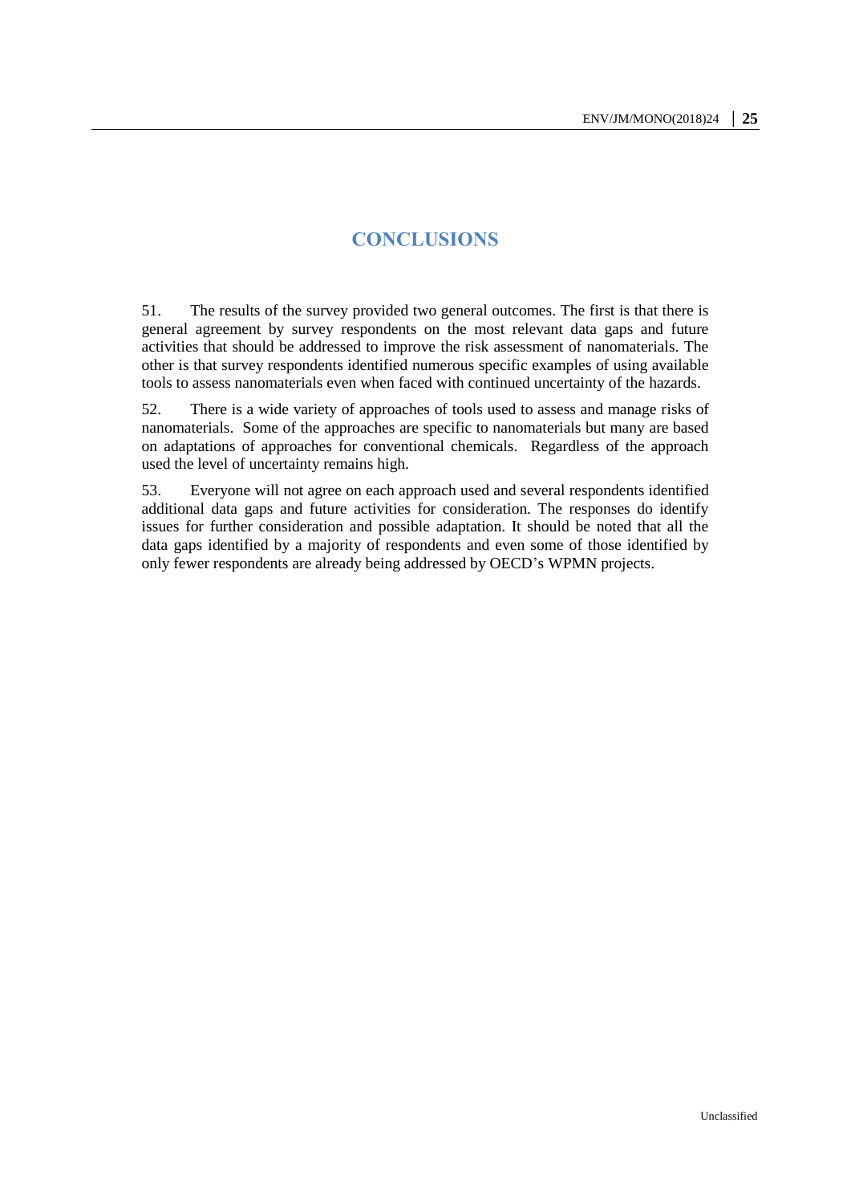# CONCLUSIONS

51. The results of the survey provided two general outcomes. The first is that there is general agreement by survey respondents on the most relevant data gaps and future activities that should be addressed to improve the risk assessment of nanomaterials. The other is that survey respondents identified numerous specific examples of using available tools to assess nanomaterials even when faced with continued uncertainty of the hazards.

52. There is a wide variety of approaches of tools used to assess and manage risks of nanomaterials. Some of the approaches are specific to nanomaterials but many are based on adaptations of approaches for conventional chemicals. Regardless of the approach used the level of uncertainty remains high.

53. Everyone will not agree on each approach used and several respondents identified additional data gaps and future activities for consideration. The responses do identify issues for further consideration and possible adaptation. It should be noted that all the data gaps identified by a majority of respondents and even some of those identified by only fewer respondents are already being addressed by OECD's WPMN projects.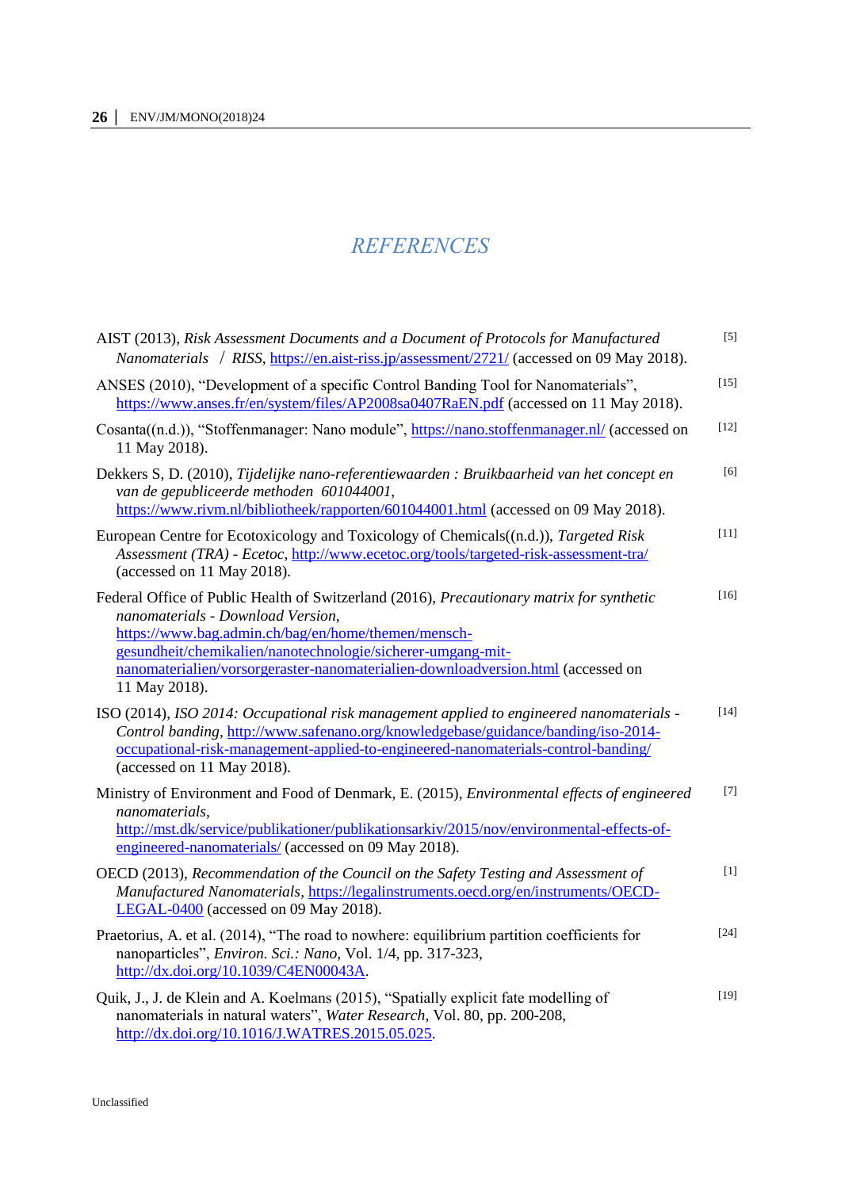# *REFERENCES*

AIST (2013), *Risk Assessment Documents and a Document of Protocols for Manufactured Nanomaterials* / *RISS*, https://en.aist-riss.jp/assessment/2721/ (accessed on 09 May 2018). [5]

ANSES (2010), "Development of a specific Control Banding Tool for Nanomaterials", https://www.anses.fr/en/system/files/AP2008sa0407RaEN.pdf (accessed on 11 May 2018). [15]

Cosanta((n.d.)), "Stoffenmanager: Nano module", https://nano.stoffenmanager.nl/ (accessed on 11 May 2018). [12]

Dekkers S, D. (2010), *Tijdelijke nano-referentiewaarden : Bruikbaarheid van het concept en van de gepubliceerde methoden 601044001*, https://www.rivm.nl/bibliotheek/rapporten/601044001.html (accessed on 09 May 2018). [6]

European Centre for Ecotoxicology and Toxicology of Chemicals((n.d.)), *Targeted Risk Assessment (TRA) - Ecetoc*, http://www.ecetoc.org/tools/targeted-risk-assessment-tra/ (accessed on 11 May 2018). [11]

Federal Office of Public Health of Switzerland (2016), *Precautionary matrix for synthetic nanomaterials - Download Version*, https://www.bag.admin.ch/bag/en/home/themen/mensch-gesundheit/chemikalien/nanotechnologie/sicherer-umgang-mit-nanomaterialien/vorsorgeraster-nanomaterialien-downloadversion.html (accessed on 11 May 2018). [16]

ISO (2014), *ISO 2014: Occupational risk management applied to engineered nanomaterials - Control banding*, http://www.safenano.org/knowledgebase/guidance/banding/iso-2014-occupational-risk-management-applied-to-engineered-nanomaterials-control-banding/ (accessed on 11 May 2018). [14]

Ministry of Environment and Food of Denmark, E. (2015), *Environmental effects of engineered nanomaterials*, http://mst.dk/service/publikationer/publikationsarkiv/2015/nov/environmental-effects-of-engineered-nanomaterials/ (accessed on 09 May 2018). [7]

OECD (2013), *Recommendation of the Council on the Safety Testing and Assessment of Manufactured Nanomaterials*, https://legalinstruments.oecd.org/en/instruments/OECD-LEGAL-0400 (accessed on 09 May 2018). [1]

Praetorius, A. et al. (2014), "The road to nowhere: equilibrium partition coefficients for nanoparticles", *Environ. Sci.: Nano*, Vol. 1/4, pp. 317-323, http://dx.doi.org/10.1039/C4EN00043A. [24]

Quik, J., J. de Klein and A. Koelmans (2015), "Spatially explicit fate modelling of nanomaterials in natural waters", *Water Research*, Vol. 80, pp. 200-208, http://dx.doi.org/10.1016/J.WATRES.2015.05.025. [19]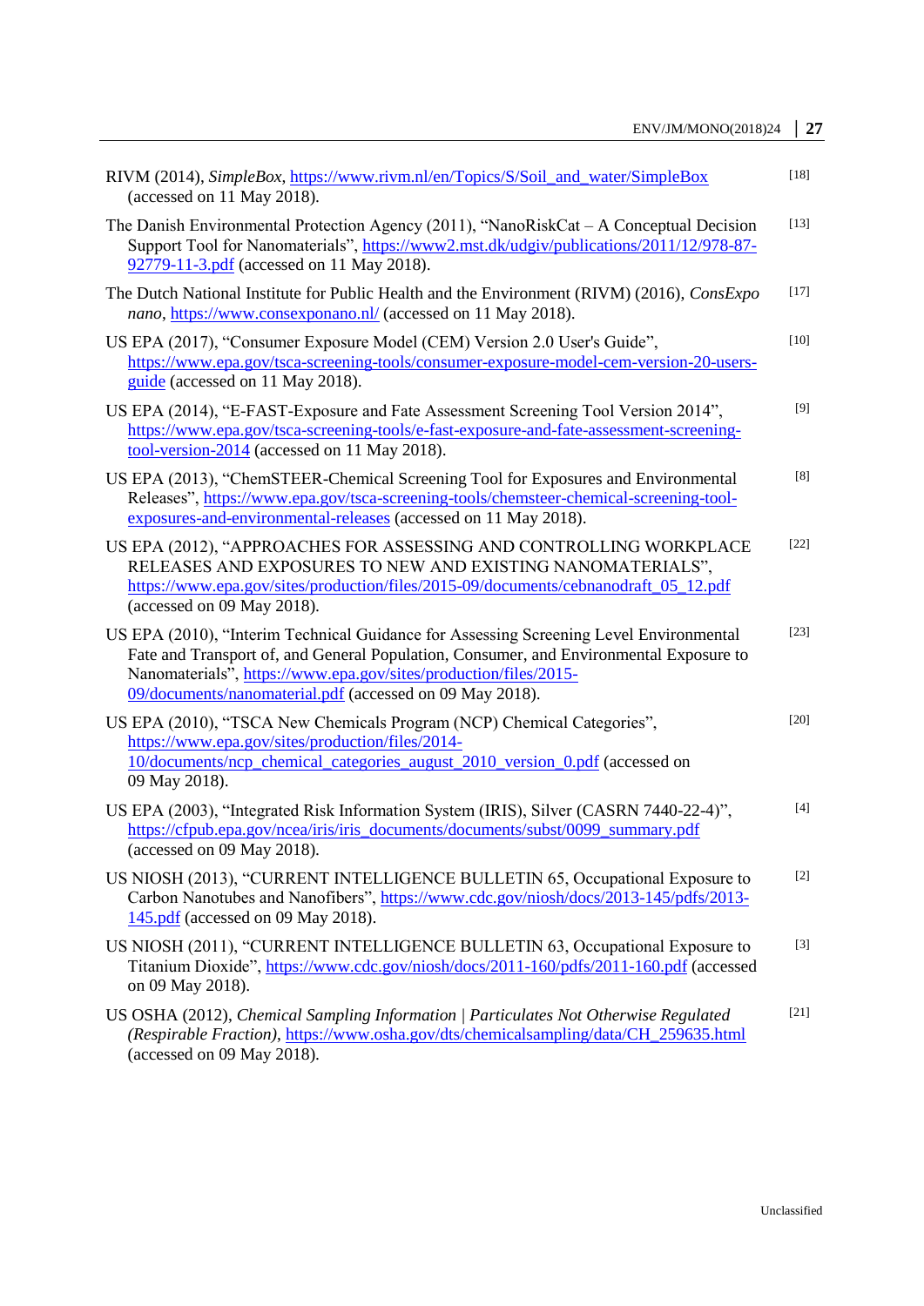RIVM (2014), *SimpleBox*, https://www.rivm.nl/en/Topics/S/Soil_and_water/SimpleBox (accessed on 11 May 2018). [18]

The Danish Environmental Protection Agency (2011), "NanoRiskCat – A Conceptual Decision Support Tool for Nanomaterials", https://www2.mst.dk/udgiv/publications/2011/12/978-87-92779-11-3.pdf (accessed on 11 May 2018). [13]

The Dutch National Institute for Public Health and the Environment (RIVM) (2016), *ConsExpo nano*, https://www.consexponano.nl/ (accessed on 11 May 2018). [17]

US EPA (2017), "Consumer Exposure Model (CEM) Version 2.0 User's Guide", https://www.epa.gov/tsca-screening-tools/consumer-exposure-model-cem-version-20-users-guide (accessed on 11 May 2018). [10]

US EPA (2014), "E-FAST-Exposure and Fate Assessment Screening Tool Version 2014", https://www.epa.gov/tsca-screening-tools/e-fast-exposure-and-fate-assessment-screening-tool-version-2014 (accessed on 11 May 2018). [9]

US EPA (2013), "ChemSTEER-Chemical Screening Tool for Exposures and Environmental Releases", https://www.epa.gov/tsca-screening-tools/chemsteer-chemical-screening-tool-exposures-and-environmental-releases (accessed on 11 May 2018). [8]

US EPA (2012), "APPROACHES FOR ASSESSING AND CONTROLLING WORKPLACE RELEASES AND EXPOSURES TO NEW AND EXISTING NANOMATERIALS", https://www.epa.gov/sites/production/files/2015-09/documents/cebnanodraft_05_12.pdf (accessed on 09 May 2018). [22]

US EPA (2010), "Interim Technical Guidance for Assessing Screening Level Environmental Fate and Transport of, and General Population, Consumer, and Environmental Exposure to Nanomaterials", https://www.epa.gov/sites/production/files/2015-09/documents/nanomaterial.pdf (accessed on 09 May 2018). [23]

US EPA (2010), "TSCA New Chemicals Program (NCP) Chemical Categories", https://www.epa.gov/sites/production/files/2014-10/documents/ncp_chemical_categories_august_2010_version_0.pdf (accessed on 09 May 2018). [20]

US EPA (2003), "Integrated Risk Information System (IRIS), Silver (CASRN 7440-22-4)", https://cfpub.epa.gov/ncea/iris/iris_documents/documents/subst/0099_summary.pdf (accessed on 09 May 2018). [4]

US NIOSH (2013), "CURRENT INTELLIGENCE BULLETIN 65, Occupational Exposure to Carbon Nanotubes and Nanofibers", https://www.cdc.gov/niosh/docs/2013-145/pdfs/2013-145.pdf (accessed on 09 May 2018). [2]

US NIOSH (2011), "CURRENT INTELLIGENCE BULLETIN 63, Occupational Exposure to Titanium Dioxide", https://www.cdc.gov/niosh/docs/2011-160/pdfs/2011-160.pdf (accessed on 09 May 2018). [3]

US OSHA (2012), *Chemical Sampling Information | Particulates Not Otherwise Regulated (Respirable Fraction)*, https://www.osha.gov/dts/chemicalsampling/data/CH_259635.html (accessed on 09 May 2018). [21]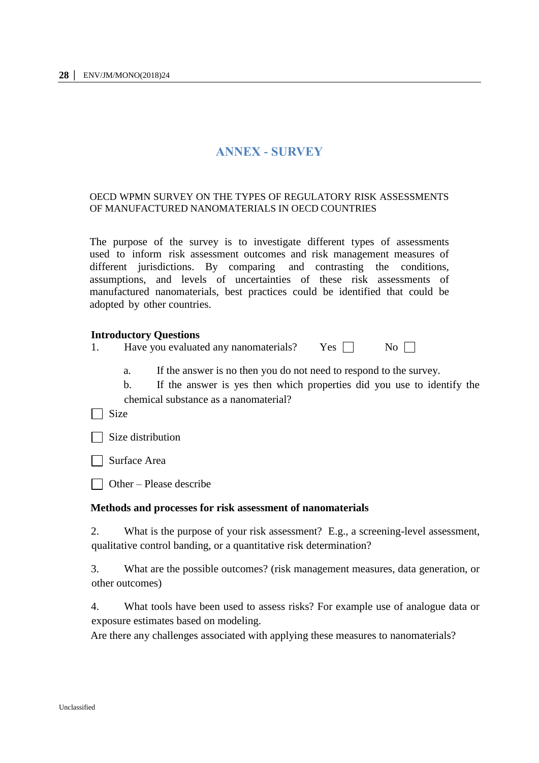# ANNEX - SURVEY

OECD WPMN SURVEY ON THE TYPES OF REGULATORY RISK ASSESSMENTS OF MANUFACTURED NANOMATERIALS IN OECD COUNTRIES

The purpose of the survey is to investigate different types of assessments used to inform risk assessment outcomes and risk management measures of different jurisdictions. By comparing and contrasting the conditions, assumptions, and levels of uncertainties of these risk assessments of manufactured nanomaterials, best practices could be identified that could be adopted by other countries.

**Introductory Questions**

1. Have you evaluated any nanomaterials? Yes ☐ No ☐

   a. If the answer is no then you do not need to respond to the survey.

   b. If the answer is yes then which properties did you use to identify the chemical substance as a nanomaterial?

☐ Size

☐ Size distribution

☐ Surface Area

☐ Other – Please describe

**Methods and processes for risk assessment of nanomaterials**

2. What is the purpose of your risk assessment? E.g., a screening-level assessment, qualitative control banding, or a quantitative risk determination?

3. What are the possible outcomes? (risk management measures, data generation, or other outcomes)

4. What tools have been used to assess risks? For example use of analogue data or exposure estimates based on modeling.
Are there any challenges associated with applying these measures to nanomaterials?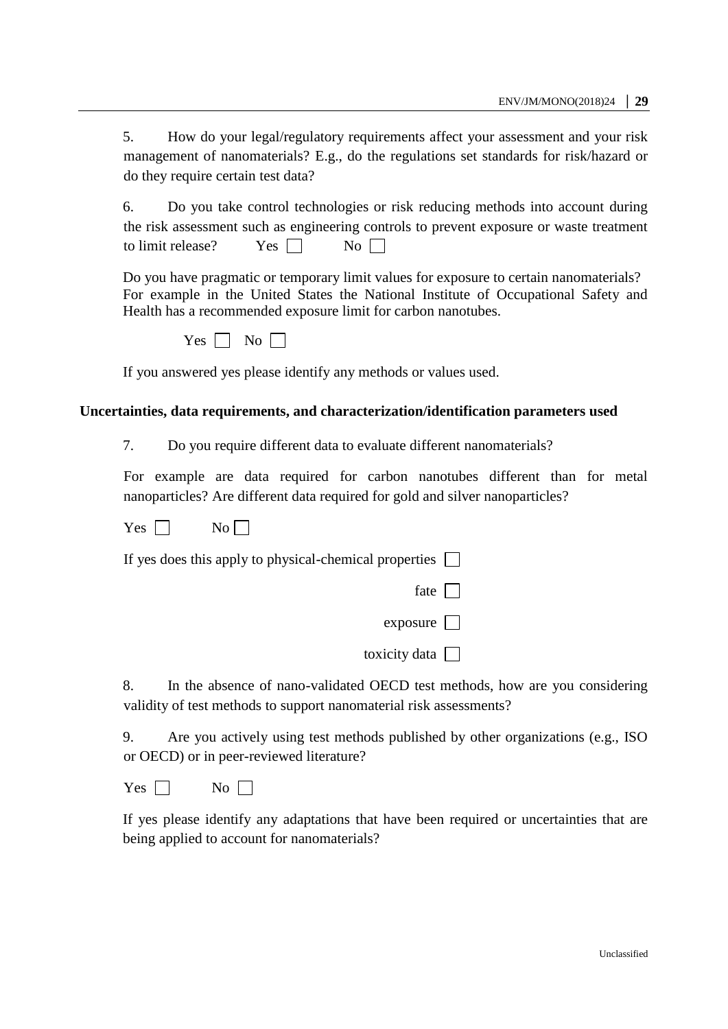5. How do your legal/regulatory requirements affect your assessment and your risk management of nanomaterials? E.g., do the regulations set standards for risk/hazard or do they require certain test data?

6. Do you take control technologies or risk reducing methods into account during the risk assessment such as engineering controls to prevent exposure or waste treatment to limit release? Yes ☐ No ☐

Do you have pragmatic or temporary limit values for exposure to certain nanomaterials? For example in the United States the National Institute of Occupational Safety and Health has a recommended exposure limit for carbon nanotubes.

Yes ☐ No ☐

If you answered yes please identify any methods or values used.

**Uncertainties, data requirements, and characterization/identification parameters used**

7. Do you require different data to evaluate different nanomaterials?

For example are data required for carbon nanotubes different than for metal nanoparticles? Are different data required for gold and silver nanoparticles?

Yes ☐ No ☐

If yes does this apply to physical-chemical properties ☐

fate ☐

exposure ☐

toxicity data ☐

8. In the absence of nano-validated OECD test methods, how are you considering validity of test methods to support nanomaterial risk assessments?

9. Are you actively using test methods published by other organizations (e.g., ISO or OECD) or in peer-reviewed literature?

Yes ☐ No ☐

If yes please identify any adaptations that have been required or uncertainties that are being applied to account for nanomaterials?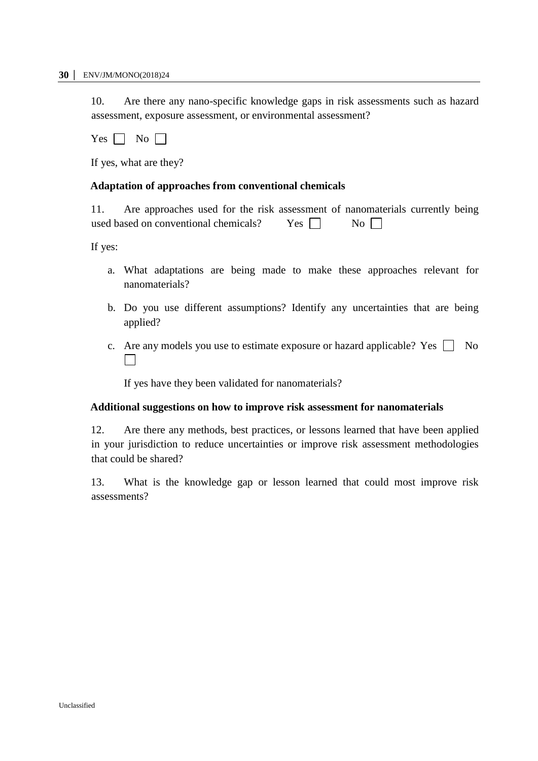10. Are there any nano-specific knowledge gaps in risk assessments such as hazard assessment, exposure assessment, or environmental assessment?

Yes ☐ No ☐

If yes, what are they?

**Adaptation of approaches from conventional chemicals**

11. Are approaches used for the risk assessment of nanomaterials currently being used based on conventional chemicals? Yes ☐ No ☐

If yes:

a. What adaptations are being made to make these approaches relevant for nanomaterials?

b. Do you use different assumptions? Identify any uncertainties that are being applied?

c. Are any models you use to estimate exposure or hazard applicable? Yes ☐ No ☐

   If yes have they been validated for nanomaterials?

**Additional suggestions on how to improve risk assessment for nanomaterials**

12. Are there any methods, best practices, or lessons learned that have been applied in your jurisdiction to reduce uncertainties or improve risk assessment methodologies that could be shared?

13. What is the knowledge gap or lesson learned that could most improve risk assessments?